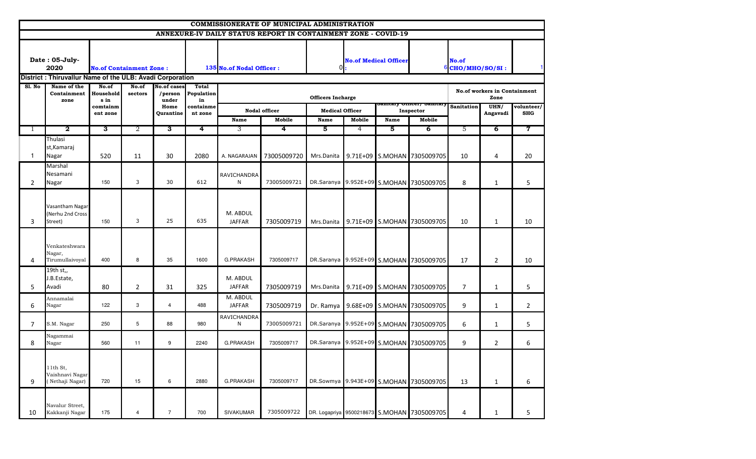## COMMISSIONERATE OF MUNICIPAL ADMINISTRATION

### ANNEXURE-IV DAILY STATUS REPORT IN CONTAINMENT ZONE - COVID-19

**Date : 05-July-2020** | **No.of Containment Zone :** 135 | **No.of Nodal Officer :** 0 | **No.of Medical Officer :** 6 | **No.of CHO/MHO/SO/SI :** 1

**District : Thiruvallur Name of the ULB: Avadi Corporation**

| Sl. No | Name of the Containment zone | No.of Households in comtainment zone | No.of sectors | No.of cases /person under Home Qurantine | Total Population in containment zone | Officers Incharge | | | | | | No.of workers in Containment Zone | | |
|---|---|---|---|---|---|---|---|---|---|---|---|---|---|---|
| | | | | | | Nodal officer | | Medical Officer | | Sanitary Officer/ Sanitary Inspector | | Sanitation | UHN/ Angavadi | volunteer/ SHG |
| | | | | | | Name | Mobile | Name | Mobile | Name | Mobile | | | |
| 1 | 2 | 3 | 2 | 3 | 4 | 3 | 4 | 5 | 4 | 5 | 6 | 5 | 6 | 7 |
| 1 | Thulasi st,Kamaraj Nagar | 520 | 11 | 30 | 2080 | A. NAGARAJAN | 73005009720 | Mrs.Danita | 9.71E+09 | S.MOHAN | 7305009705 | 10 | 4 | 20 |
| 2 | Marshal Nesamani Nagar | 150 | 3 | 30 | 612 | RAVICHANDRAN | 73005009721 | DR.Saranya | 9.952E+09 | S.MOHAN | 7305009705 | 8 | 1 | 5 |
| 3 | Vasantham Nagar (Nerhu 2nd Cross Street) | 150 | 3 | 25 | 635 | M. ABDUL JAFFAR | 7305009719 | Mrs.Danita | 9.71E+09 | S.MOHAN | 7305009705 | 10 | 1 | 10 |
| 4 | Venkateshwara Nagar, Tirumullaivoyal | 400 | 8 | 35 | 1600 | G.PRAKASH | 7305009717 | DR.Saranya | 9.952E+09 | S.MOHAN | 7305009705 | 17 | 2 | 10 |
| 5 | 19th st,, J.B.Estate, Avadi | 80 | 2 | 31 | 325 | M. ABDUL JAFFAR | 7305009719 | Mrs.Danita | 9.71E+09 | S.MOHAN | 7305009705 | 7 | 1 | 5 |
| 6 | Annamalai Nagar | 122 | 3 | 4 | 488 | M. ABDUL JAFFAR | 7305009719 | Dr. Ramya | 9.68E+09 | S.MOHAN | 7305009705 | 9 | 1 | 2 |
| 7 | S.M. Nagar | 250 | 5 | 88 | 980 | RAVICHANDRAN | 73005009721 | DR.Saranya | 9.952E+09 | S.MOHAN | 7305009705 | 6 | 1 | 5 |
| 8 | Nagammai Nagar | 560 | 11 | 9 | 2240 | G.PRAKASH | 7305009717 | DR.Saranya | 9.952E+09 | S.MOHAN | 7305009705 | 9 | 2 | 6 |
| 9 | 11th St, Vaishnavi Nagar ( Nethaji Nagar) | 720 | 15 | 6 | 2880 | G.PRAKASH | 7305009717 | DR.Sowmya | 9.943E+09 | S.MOHAN | 7305009705 | 13 | 1 | 6 |
| 10 | Navalur Street, Kakkanji Nagar | 175 | 4 | 7 | 700 | SIVAKUMAR | 7305009722 | DR. Logapriya | 9500218673 | S.MOHAN | 7305009705 | 4 | 1 | 5 |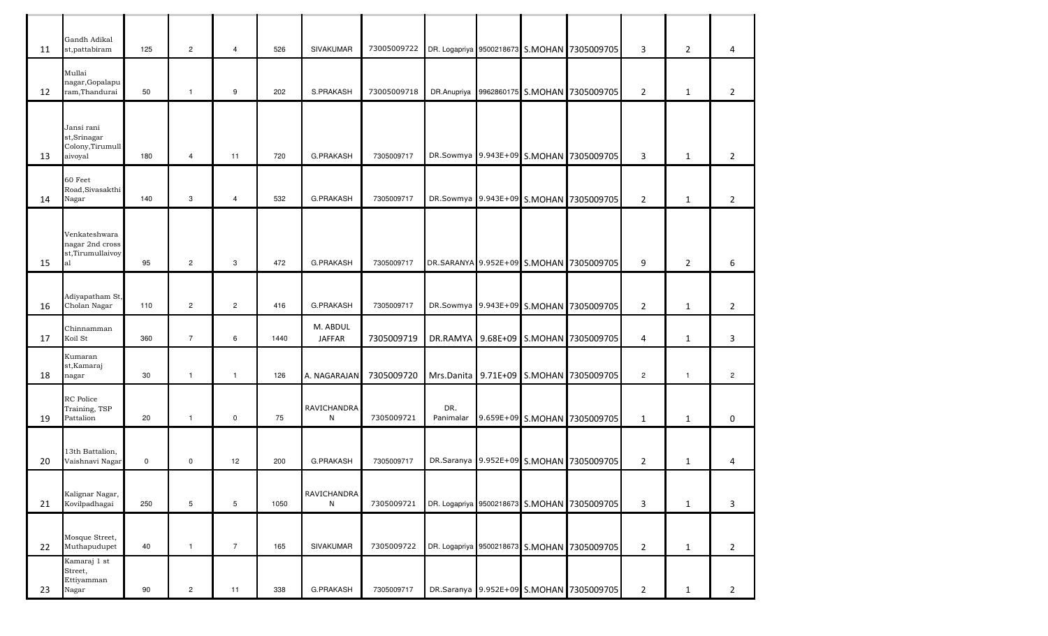| | | | | | | | | | | | | | | |
|---|---|---|---|---|---|---|---|---|---|---|---|---|---|---|
| 11 | Gandh Adikal st,pattabiram | 125 | 2 | 4 | 526 | SIVAKUMAR | 73005009722 | DR. Logapriya | 9500218673 | S.MOHAN | 7305009705 | 3 | 2 | 4 |
| 12 | Mullai nagar,Gopalapuram,Thandurai | 50 | 1 | 9 | 202 | S.PRAKASH | 73005009718 | DR.Anupriya | 9962860175 | S.MOHAN | 7305009705 | 2 | 1 | 2 |
| 13 | Jansi rani st,Srinagar Colony,Tirumullaivoyal | 180 | 4 | 11 | 720 | G.PRAKASH | 7305009717 | DR.Sowmya | 9.943E+09 | S.MOHAN | 7305009705 | 3 | 1 | 2 |
| 14 | 60 Feet Road,Sivasakthi Nagar | 140 | 3 | 4 | 532 | G.PRAKASH | 7305009717 | DR.Sowmya | 9.943E+09 | S.MOHAN | 7305009705 | 2 | 1 | 2 |
| 15 | Venkateshwara nagar 2nd cross st,Tirumullaivoyal | 95 | 2 | 3 | 472 | G.PRAKASH | 7305009717 | DR.SARANYA | 9.952E+09 | S.MOHAN | 7305009705 | 9 | 2 | 6 |
| 16 | Adiyapatham St, Cholan Nagar | 110 | 2 | 2 | 416 | G.PRAKASH | 7305009717 | DR.Sowmya | 9.943E+09 | S.MOHAN | 7305009705 | 2 | 1 | 2 |
| 17 | Chinnamman Koil St | 360 | 7 | 6 | 1440 | M. ABDUL JAFFAR | 7305009719 | DR.RAMYA | 9.68E+09 | S.MOHAN | 7305009705 | 4 | 1 | 3 |
| 18 | Kumaran st,Kamaraj nagar | 30 | 1 | 1 | 126 | A. NAGARAJAN | 7305009720 | Mrs.Danita | 9.71E+09 | S.MOHAN | 7305009705 | 2 | 1 | 2 |
| 19 | RC Police Training, TSP Pattalion | 20 | 1 | 0 | 75 | RAVICHANDRAN | 7305009721 | DR. Panimalar | 9.659E+09 | S.MOHAN | 7305009705 | 1 | 1 | 0 |
| 20 | 13th Battalion, Vaishnavi Nagar | 0 | 0 | 12 | 200 | G.PRAKASH | 7305009717 | DR.Saranya | 9.952E+09 | S.MOHAN | 7305009705 | 2 | 1 | 4 |
| 21 | Kalignar Nagar, Kovilpadhagai | 250 | 5 | 5 | 1050 | RAVICHANDRAN | 7305009721 | DR. Logapriya | 9500218673 | S.MOHAN | 7305009705 | 3 | 1 | 3 |
| 22 | Mosque Street, Muthapudupet | 40 | 1 | 7 | 165 | SIVAKUMAR | 7305009722 | DR. Logapriya | 9500218673 | S.MOHAN | 7305009705 | 2 | 1 | 2 |
| 23 | Kamaraj 1 st Street, Ettiyamman Nagar | 90 | 2 | 11 | 338 | G.PRAKASH | 7305009717 | DR.Saranya | 9.952E+09 | S.MOHAN | 7305009705 | 2 | 1 | 2 |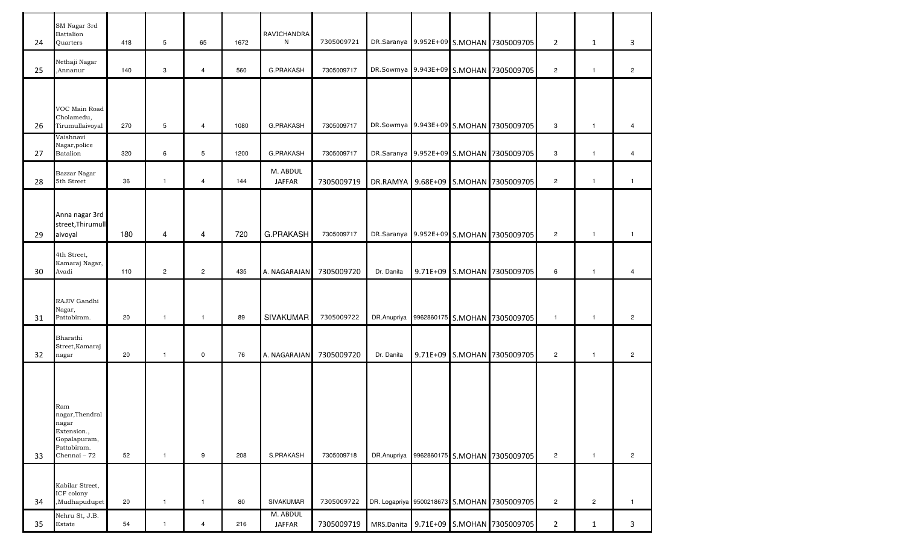| 24 | SM Nagar 3rd Battalion Quarters | 418 | 5 | 65 | 1672 | RAVICHANDRAN | 7305009721 | DR.Saranya | 9.952E+09 | S.MOHAN | 7305009705 | 2 | 1 | 3 |
|---|---|---|---|---|---|---|---|---|---|---|---|---|---|---|
| 25 | Nethaji Nagar ,Annanur | 140 | 3 | 4 | 560 | G.PRAKASH | 7305009717 | DR.Sowmya | 9.943E+09 | S.MOHAN | 7305009705 | 2 | 1 | 2 |
| 26 | VOC Main Road Cholamedu, Tirumullaivoyal | 270 | 5 | 4 | 1080 | G.PRAKASH | 7305009717 | DR.Sowmya | 9.943E+09 | S.MOHAN | 7305009705 | 3 | 1 | 4 |
| 27 | Vaishnavi Nagar,police Batalion | 320 | 6 | 5 | 1200 | G.PRAKASH | 7305009717 | DR.Saranya | 9.952E+09 | S.MOHAN | 7305009705 | 3 | 1 | 4 |
| 28 | Bazzar Nagar 5th Street | 36 | 1 | 4 | 144 | M. ABDUL JAFFAR | 7305009719 | DR.RAMYA | 9.68E+09 | S.MOHAN | 7305009705 | 2 | 1 | 1 |
| 29 | Anna nagar 3rd street,Thirumullaivoyal | 180 | 4 | 4 | 720 | G.PRAKASH | 7305009717 | DR.Saranya | 9.952E+09 | S.MOHAN | 7305009705 | 2 | 1 | 1 |
| 30 | 4th Street, Kamaraj Nagar, Avadi | 110 | 2 | 2 | 435 | A. NAGARAJAN | 7305009720 | Dr. Danita | 9.71E+09 | S.MOHAN | 7305009705 | 6 | 1 | 4 |
| 31 | RAJIV Gandhi Nagar, Pattabiram. | 20 | 1 | 1 | 89 | SIVAKUMAR | 7305009722 | DR.Anupriya | 9962860175 | S.MOHAN | 7305009705 | 1 | 1 | 2 |
| 32 | Bharathi Street,Kamaraj nagar | 20 | 1 | 0 | 76 | A. NAGARAJAN | 7305009720 | Dr. Danita | 9.71E+09 | S.MOHAN | 7305009705 | 2 | 1 | 2 |
| 33 | Ram nagar,Thendral nagar Extension., Gopalapuram, Pattabiram. Chennai – 72 | 52 | 1 | 9 | 208 | S.PRAKASH | 7305009718 | DR.Anupriya | 9962860175 | S.MOHAN | 7305009705 | 2 | 1 | 2 |
| 34 | Kabilar Street, ICF colony ,Mudhapudupet | 20 | 1 | 1 | 80 | SIVAKUMAR | 7305009722 | DR. Logapriya | 9500218673 | S.MOHAN | 7305009705 | 2 | 2 | 1 |
| 35 | Nehru St, J.B. Estate | 54 | 1 | 4 | 216 | M. ABDUL JAFFAR | 7305009719 | MRS.Danita | 9.71E+09 | S.MOHAN | 7305009705 | 2 | 1 | 3 |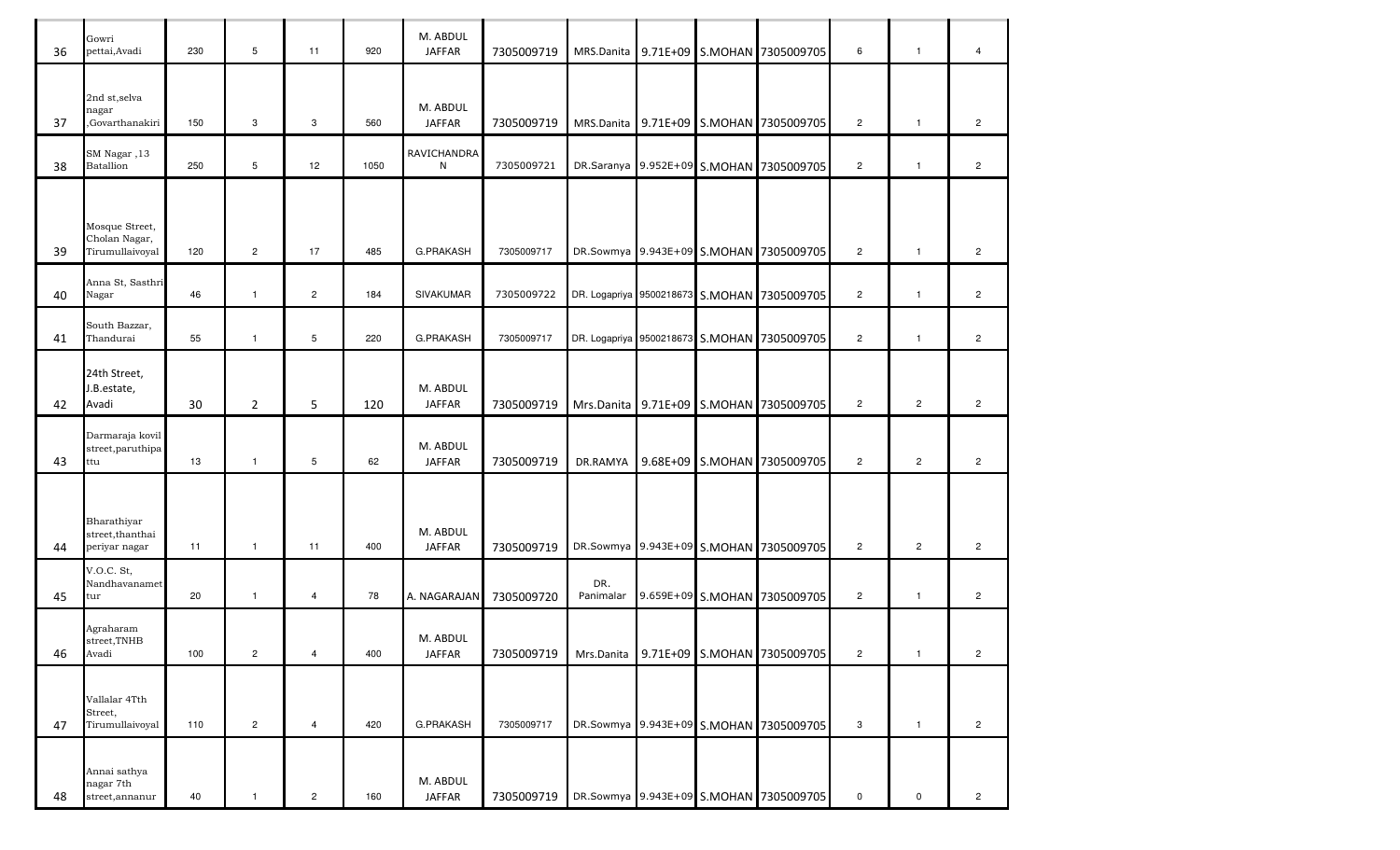| | | | | | | | | | | | | | |
|---|---|---|---|---|---|---|---|---|---|---|---|---|---|
| 36 | Gowri pettai,Avadi | 230 | 5 | 11 | 920 | M. ABDUL JAFFAR | 7305009719 | MRS.Danita | 9.71E+09 | S.MOHAN | 7305009705 | 6 | 1 | 4 |
| 37 | 2nd st,selva nagar ,Govarthanakiri | 150 | 3 | 3 | 560 | M. ABDUL JAFFAR | 7305009719 | MRS.Danita | 9.71E+09 | S.MOHAN | 7305009705 | 2 | 1 | 2 |
| 38 | SM Nagar ,13 Batallion | 250 | 5 | 12 | 1050 | RAVICHANDRAN | 7305009721 | DR.Saranya | 9.952E+09 | S.MOHAN | 7305009705 | 2 | 1 | 2 |
| 39 | Mosque Street, Cholan Nagar, Tirumullaivoyal | 120 | 2 | 17 | 485 | G.PRAKASH | 7305009717 | DR.Sowmya | 9.943E+09 | S.MOHAN | 7305009705 | 2 | 1 | 2 |
| 40 | Anna St, Sasthri Nagar | 46 | 1 | 2 | 184 | SIVAKUMAR | 7305009722 | DR. Logapriya | 9500218673 | S.MOHAN | 7305009705 | 2 | 1 | 2 |
| 41 | South Bazzar, Thandurai | 55 | 1 | 5 | 220 | G.PRAKASH | 7305009717 | DR. Logapriya | 9500218673 | S.MOHAN | 7305009705 | 2 | 1 | 2 |
| 42 | 24th Street, J.B.estate, Avadi | 30 | 2 | 5 | 120 | M. ABDUL JAFFAR | 7305009719 | Mrs.Danita | 9.71E+09 | S.MOHAN | 7305009705 | 2 | 2 | 2 |
| 43 | Darmaraja kovil street,paruthipattu | 13 | 1 | 5 | 62 | M. ABDUL JAFFAR | 7305009719 | DR.RAMYA | 9.68E+09 | S.MOHAN | 7305009705 | 2 | 2 | 2 |
| 44 | Bharathiyar street,thanthai periyar nagar | 11 | 1 | 11 | 400 | M. ABDUL JAFFAR | 7305009719 | DR.Sowmya | 9.943E+09 | S.MOHAN | 7305009705 | 2 | 2 | 2 |
| 45 | V.O.C. St, Nandhavanamettur | 20 | 1 | 4 | 78 | A. NAGARAJAN | 7305009720 | DR. Panimalar | 9.659E+09 | S.MOHAN | 7305009705 | 2 | 1 | 2 |
| 46 | Agraharam street,TNHB Avadi | 100 | 2 | 4 | 400 | M. ABDUL JAFFAR | 7305009719 | Mrs.Danita | 9.71E+09 | S.MOHAN | 7305009705 | 2 | 1 | 2 |
| 47 | Vallalar 4Tth Street, Tirumullaivoyal | 110 | 2 | 4 | 420 | G.PRAKASH | 7305009717 | DR.Sowmya | 9.943E+09 | S.MOHAN | 7305009705 | 3 | 1 | 2 |
| 48 | Annai sathya nagar 7th street,annanur | 40 | 1 | 2 | 160 | M. ABDUL JAFFAR | 7305009719 | DR.Sowmya | 9.943E+09 | S.MOHAN | 7305009705 | 0 | 0 | 2 |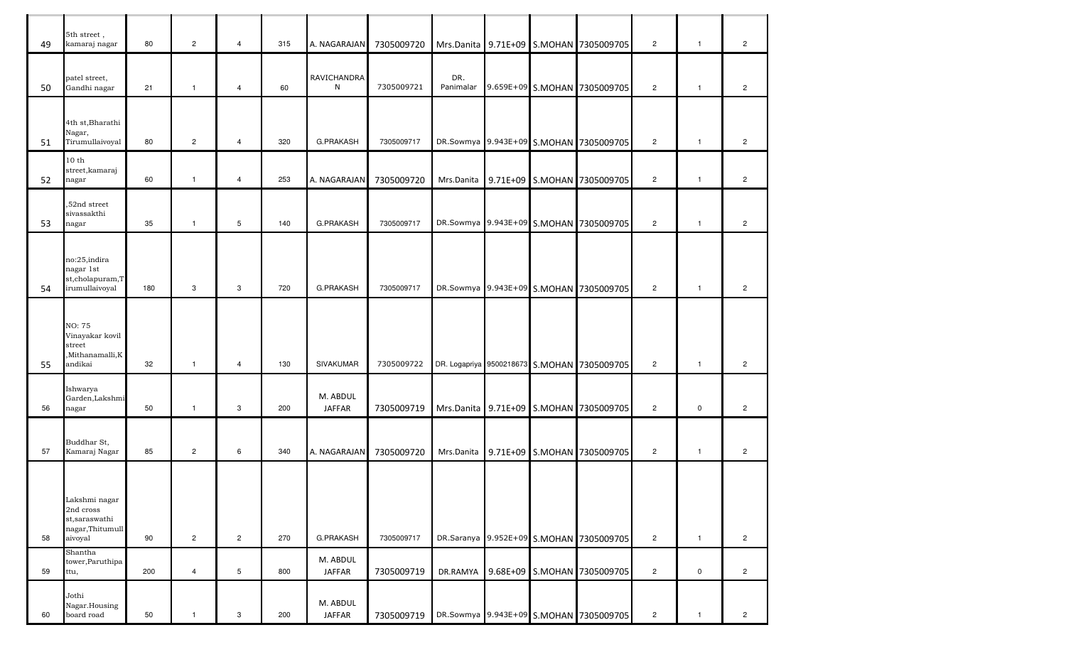| | | | | | | | | | | | | | | |
|---|---|---|---|---|---|---|---|---|---|---|---|---|---|---|
| 49 | 5th street , kamaraj nagar | 80 | 2 | 4 | 315 | A. NAGARAJAN | 7305009720 | Mrs.Danita | 9.71E+09 | S.MOHAN | 7305009705 | 2 | 1 | 2 |
| 50 | patel street, Gandhi nagar | 21 | 1 | 4 | 60 | RAVICHANDRAN | 7305009721 | DR. Panimalar | 9.659E+09 | S.MOHAN | 7305009705 | 2 | 1 | 2 |
| 51 | 4th st,Bharathi Nagar, Tirumullaivoyal | 80 | 2 | 4 | 320 | G.PRAKASH | 7305009717 | DR.Sowmya | 9.943E+09 | S.MOHAN | 7305009705 | 2 | 1 | 2 |
| 52 | 10 th street,kamaraj nagar | 60 | 1 | 4 | 253 | A. NAGARAJAN | 7305009720 | Mrs.Danita | 9.71E+09 | S.MOHAN | 7305009705 | 2 | 1 | 2 |
| 53 | ,52nd street sivassakthi nagar | 35 | 1 | 5 | 140 | G.PRAKASH | 7305009717 | DR.Sowmya | 9.943E+09 | S.MOHAN | 7305009705 | 2 | 1 | 2 |
| 54 | no:25,indira nagar 1st st,cholapuram,Tirumullaivoyal | 180 | 3 | 3 | 720 | G.PRAKASH | 7305009717 | DR.Sowmya | 9.943E+09 | S.MOHAN | 7305009705 | 2 | 1 | 2 |
| 55 | NO: 75 Vinayakar kovil street ,Mithanamalli,Kandikai | 32 | 1 | 4 | 130 | SIVAKUMAR | 7305009722 | DR. Logapriya | 9500218673 | S.MOHAN | 7305009705 | 2 | 1 | 2 |
| 56 | Ishwarya Garden,Lakshmi nagar | 50 | 1 | 3 | 200 | M. ABDUL JAFFAR | 7305009719 | Mrs.Danita | 9.71E+09 | S.MOHAN | 7305009705 | 2 | 0 | 2 |
| 57 | Buddhar St, Kamaraj Nagar | 85 | 2 | 6 | 340 | A. NAGARAJAN | 7305009720 | Mrs.Danita | 9.71E+09 | S.MOHAN | 7305009705 | 2 | 1 | 2 |
| 58 | Lakshmi nagar 2nd cross st,saraswathi nagar,Thitumullaivoyal | 90 | 2 | 2 | 270 | G.PRAKASH | 7305009717 | DR.Saranya | 9.952E+09 | S.MOHAN | 7305009705 | 2 | 1 | 2 |
| 59 | Shantha tower,Paruthipattu, | 200 | 4 | 5 | 800 | M. ABDUL JAFFAR | 7305009719 | DR.RAMYA | 9.68E+09 | S.MOHAN | 7305009705 | 2 | 0 | 2 |
| 60 | Jothi Nagar.Housing board road | 50 | 1 | 3 | 200 | M. ABDUL JAFFAR | 7305009719 | DR.Sowmya | 9.943E+09 | S.MOHAN | 7305009705 | 2 | 1 | 2 |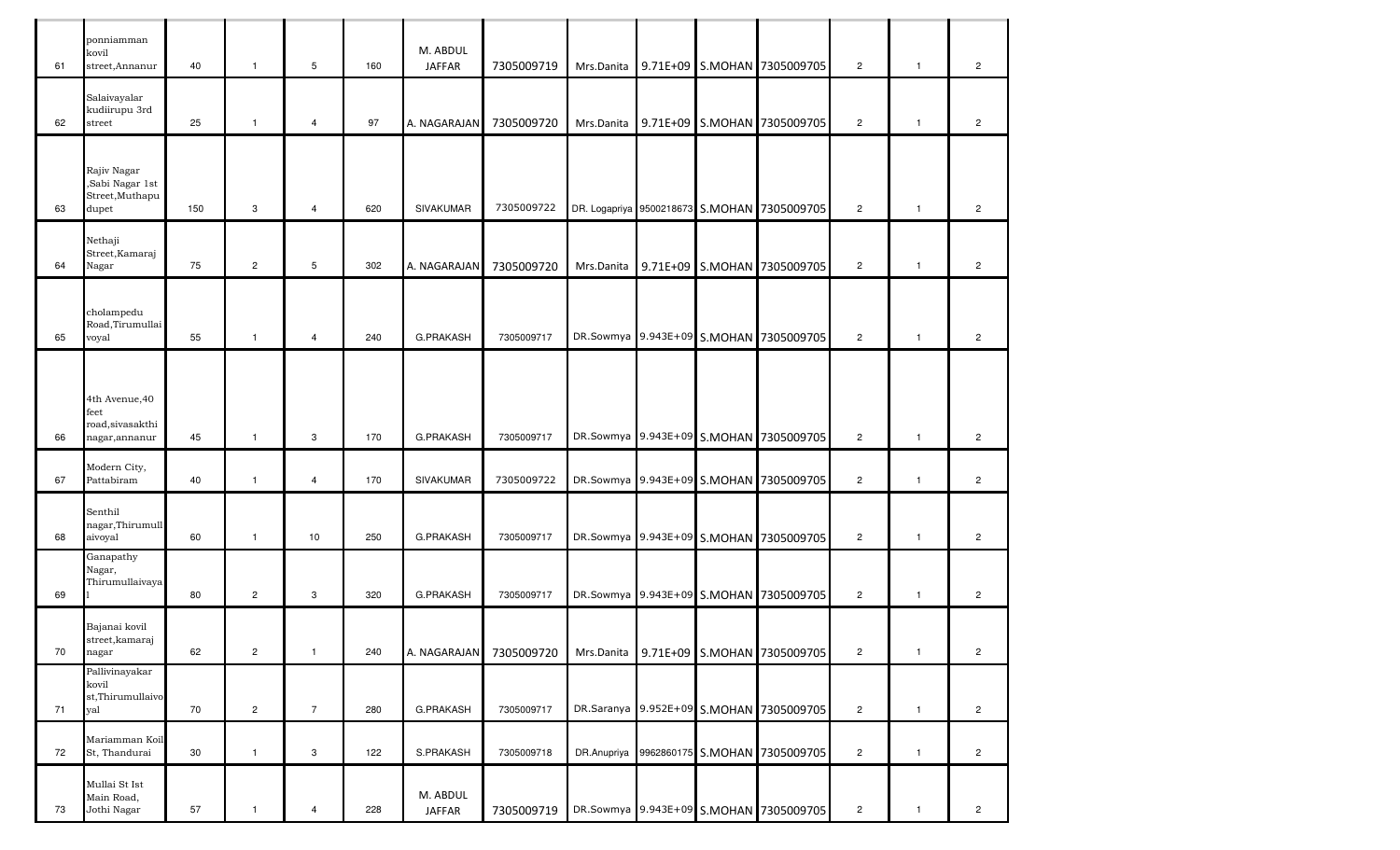| | | | | | | | | | | | | | | |
|---|---|---|---|---|---|---|---|---|---|---|---|---|---|---|
| 61 | ponniamman kovil street,Annanur | 40 | 1 | 5 | 160 | M. ABDUL JAFFAR | 7305009719 | Mrs.Danita | 9.71E+09 | S.MOHAN | 7305009705 | 2 | 1 | 2 |
| 62 | Salaivayalar kudiirupu 3rd street | 25 | 1 | 4 | 97 | A. NAGARAJAN | 7305009720 | Mrs.Danita | 9.71E+09 | S.MOHAN | 7305009705 | 2 | 1 | 2 |
| 63 | Rajiv Nagar ,Sabi Nagar 1st Street,Muthapudupet | 150 | 3 | 4 | 620 | SIVAKUMAR | 7305009722 | DR. Logapriya | 9500218673 | S.MOHAN | 7305009705 | 2 | 1 | 2 |
| 64 | Nethaji Street,Kamaraj Nagar | 75 | 2 | 5 | 302 | A. NAGARAJAN | 7305009720 | Mrs.Danita | 9.71E+09 | S.MOHAN | 7305009705 | 2 | 1 | 2 |
| 65 | cholampedu Road,Tirumullaivoyal | 55 | 1 | 4 | 240 | G.PRAKASH | 7305009717 | DR.Sowmya | 9.943E+09 | S.MOHAN | 7305009705 | 2 | 1 | 2 |
| 66 | 4th Avenue,40 feet road,sivasakthi nagar,annanur | 45 | 1 | 3 | 170 | G.PRAKASH | 7305009717 | DR.Sowmya | 9.943E+09 | S.MOHAN | 7305009705 | 2 | 1 | 2 |
| 67 | Modern City, Pattabiram | 40 | 1 | 4 | 170 | SIVAKUMAR | 7305009722 | DR.Sowmya | 9.943E+09 | S.MOHAN | 7305009705 | 2 | 1 | 2 |
| 68 | Senthil nagar,Thirumullaivoyal | 60 | 1 | 10 | 250 | G.PRAKASH | 7305009717 | DR.Sowmya | 9.943E+09 | S.MOHAN | 7305009705 | 2 | 1 | 2 |
| 69 | Ganapathy Nagar, Thirumullaivayal | 80 | 2 | 3 | 320 | G.PRAKASH | 7305009717 | DR.Sowmya | 9.943E+09 | S.MOHAN | 7305009705 | 2 | 1 | 2 |
| 70 | Bajanai kovil street,kamaraj nagar | 62 | 2 | 1 | 240 | A. NAGARAJAN | 7305009720 | Mrs.Danita | 9.71E+09 | S.MOHAN | 7305009705 | 2 | 1 | 2 |
| 71 | Pallivinayakar kovil st,Thirumullaivoyal | 70 | 2 | 7 | 280 | G.PRAKASH | 7305009717 | DR.Saranya | 9.952E+09 | S.MOHAN | 7305009705 | 2 | 1 | 2 |
| 72 | Mariamman Koil St, Thandurai | 30 | 1 | 3 | 122 | S.PRAKASH | 7305009718 | DR.Anupriya | 9962860175 | S.MOHAN | 7305009705 | 2 | 1 | 2 |
| 73 | Mullai St Ist Main Road, Jothi Nagar | 57 | 1 | 4 | 228 | M. ABDUL JAFFAR | 7305009719 | DR.Sowmya | 9.943E+09 | S.MOHAN | 7305009705 | 2 | 1 | 2 |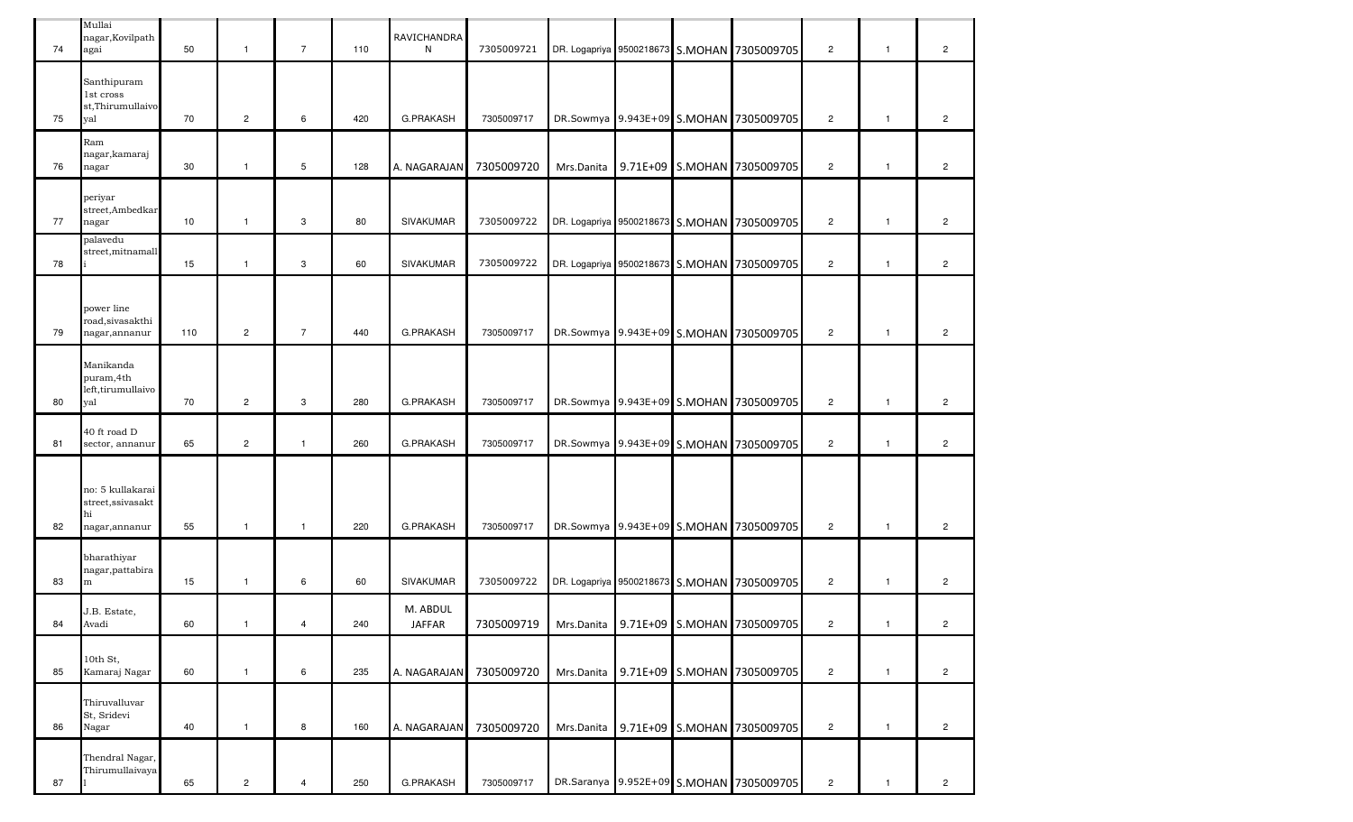| | | | | | | | | | | | | | |
|---|---|---|---|---|---|---|---|---|---|---|---|---|---|
| 74 | Mullai nagar,Kovilpathagai | 50 | 1 | 7 | 110 | RAVICHANDRAN | 7305009721 | DR. Logapriya | 9500218673 | S.MOHAN | 7305009705 | 2 | 1 | 2 |
| 75 | Santhipuram 1st cross st,Thirumullaivoyal | 70 | 2 | 6 | 420 | G.PRAKASH | 7305009717 | DR.Sowmya | 9.943E+09 | S.MOHAN | 7305009705 | 2 | 1 | 2 |
| 76 | Ram nagar,kamaraj nagar | 30 | 1 | 5 | 128 | A. NAGARAJAN | 7305009720 | Mrs.Danita | 9.71E+09 | S.MOHAN | 7305009705 | 2 | 1 | 2 |
| 77 | periyar street,Ambedkar nagar | 10 | 1 | 3 | 80 | SIVAKUMAR | 7305009722 | DR. Logapriya | 9500218673 | S.MOHAN | 7305009705 | 2 | 1 | 2 |
| 78 | palavedu street,mitnamalli | 15 | 1 | 3 | 60 | SIVAKUMAR | 7305009722 | DR. Logapriya | 9500218673 | S.MOHAN | 7305009705 | 2 | 1 | 2 |
| 79 | power line road,sivasakthi nagar,annanur | 110 | 2 | 7 | 440 | G.PRAKASH | 7305009717 | DR.Sowmya | 9.943E+09 | S.MOHAN | 7305009705 | 2 | 1 | 2 |
| 80 | Manikanda puram,4th left,tirumullaivoyal | 70 | 2 | 3 | 280 | G.PRAKASH | 7305009717 | DR.Sowmya | 9.943E+09 | S.MOHAN | 7305009705 | 2 | 1 | 2 |
| 81 | 40 ft road D sector, annanur | 65 | 2 | 1 | 260 | G.PRAKASH | 7305009717 | DR.Sowmya | 9.943E+09 | S.MOHAN | 7305009705 | 2 | 1 | 2 |
| 82 | no: 5 kullakarai street,ssivasakthi nagar,annanur | 55 | 1 | 1 | 220 | G.PRAKASH | 7305009717 | DR.Sowmya | 9.943E+09 | S.MOHAN | 7305009705 | 2 | 1 | 2 |
| 83 | bharathiyar nagar,pattabiram | 15 | 1 | 6 | 60 | SIVAKUMAR | 7305009722 | DR. Logapriya | 9500218673 | S.MOHAN | 7305009705 | 2 | 1 | 2 |
| 84 | J.B. Estate, Avadi | 60 | 1 | 4 | 240 | M. ABDUL JAFFAR | 7305009719 | Mrs.Danita | 9.71E+09 | S.MOHAN | 7305009705 | 2 | 1 | 2 |
| 85 | 10th St, Kamaraj Nagar | 60 | 1 | 6 | 235 | A. NAGARAJAN | 7305009720 | Mrs.Danita | 9.71E+09 | S.MOHAN | 7305009705 | 2 | 1 | 2 |
| 86 | Thiruvalluvar St, Sridevi Nagar | 40 | 1 | 8 | 160 | A. NAGARAJAN | 7305009720 | Mrs.Danita | 9.71E+09 | S.MOHAN | 7305009705 | 2 | 1 | 2 |
| 87 | Thendral Nagar, Thirumullaivayal | 65 | 2 | 4 | 250 | G.PRAKASH | 7305009717 | DR.Saranya | 9.952E+09 | S.MOHAN | 7305009705 | 2 | 1 | 2 |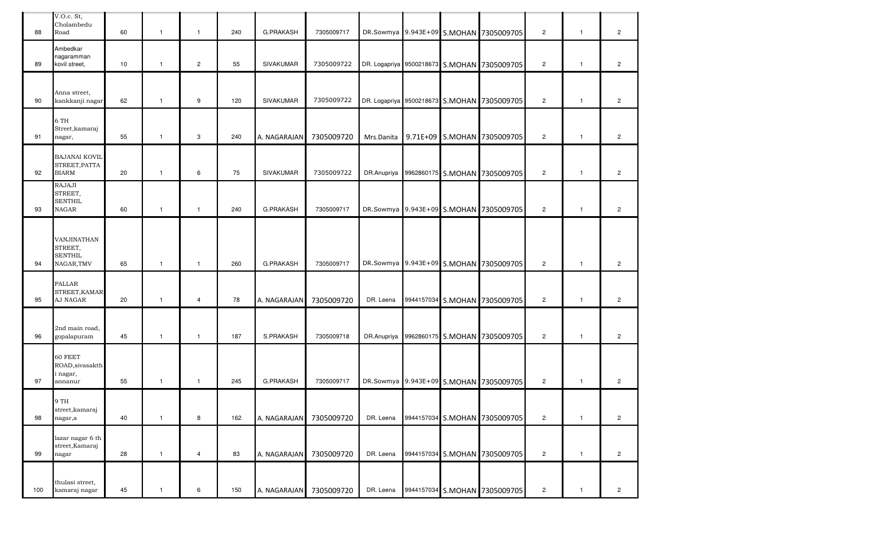| | | | | | | | | | | | | | | |
|---|---|---|---|---|---|---|---|---|---|---|---|---|---|---|
| 88 | V.O.c. St, Cholambedu Road | 60 | 1 | 1 | 240 | G.PRAKASH | 7305009717 | DR.Sowmya | 9.943E+09 | S.MOHAN | 7305009705 | 2 | 1 | 2 |
| 89 | Ambedkar nagaramman kovil street, | 10 | 1 | 2 | 55 | SIVAKUMAR | 7305009722 | DR. Logapriya | 9500218673 | S.MOHAN | 7305009705 | 2 | 1 | 2 |
| 90 | Anna street, kankkanji nagar | 62 | 1 | 9 | 120 | SIVAKUMAR | 7305009722 | DR. Logapriya | 9500218673 | S.MOHAN | 7305009705 | 2 | 1 | 2 |
| 91 | 6 TH Street,kamaraj nagar, | 55 | 1 | 3 | 240 | A. NAGARAJAN | 7305009720 | Mrs.Danita | 9.71E+09 | S.MOHAN | 7305009705 | 2 | 1 | 2 |
| 92 | BAJANAI KOVIL STREET,PATTA BIARM | 20 | 1 | 6 | 75 | SIVAKUMAR | 7305009722 | DR.Anupriya | 9962860175 | S.MOHAN | 7305009705 | 2 | 1 | 2 |
| 93 | RAJAJI STREET, SENTHIL NAGAR | 60 | 1 | 1 | 240 | G.PRAKASH | 7305009717 | DR.Sowmya | 9.943E+09 | S.MOHAN | 7305009705 | 2 | 1 | 2 |
| 94 | VANJINATHAN STREET, SENTHIL NAGAR,TMV | 65 | 1 | 1 | 260 | G.PRAKASH | 7305009717 | DR.Sowmya | 9.943E+09 | S.MOHAN | 7305009705 | 2 | 1 | 2 |
| 95 | PALLAR STREET,KAMARAJ NAGAR | 20 | 1 | 4 | 78 | A. NAGARAJAN | 7305009720 | DR. Leena | 9944157034 | S.MOHAN | 7305009705 | 2 | 1 | 2 |
| 96 | 2nd main road, gopalapuram | 45 | 1 | 1 | 187 | S.PRAKASH | 7305009718 | DR.Anupriya | 9962860175 | S.MOHAN | 7305009705 | 2 | 1 | 2 |
| 97 | 60 FEET ROAD,sivasakthi nagar, annanur | 55 | 1 | 1 | 245 | G.PRAKASH | 7305009717 | DR.Sowmya | 9.943E+09 | S.MOHAN | 7305009705 | 2 | 1 | 2 |
| 98 | 9 TH street,kamaraj nagar,a | 40 | 1 | 8 | 162 | A. NAGARAJAN | 7305009720 | DR. Leena | 9944157034 | S.MOHAN | 7305009705 | 2 | 1 | 2 |
| 99 | lazar nagar 6 th street,Kamaraj nagar | 28 | 1 | 4 | 83 | A. NAGARAJAN | 7305009720 | DR. Leena | 9944157034 | S.MOHAN | 7305009705 | 2 | 1 | 2 |
| 100 | thulasi street, kamaraj nagar | 45 | 1 | 6 | 150 | A. NAGARAJAN | 7305009720 | DR. Leena | 9944157034 | S.MOHAN | 7305009705 | 2 | 1 | 2 |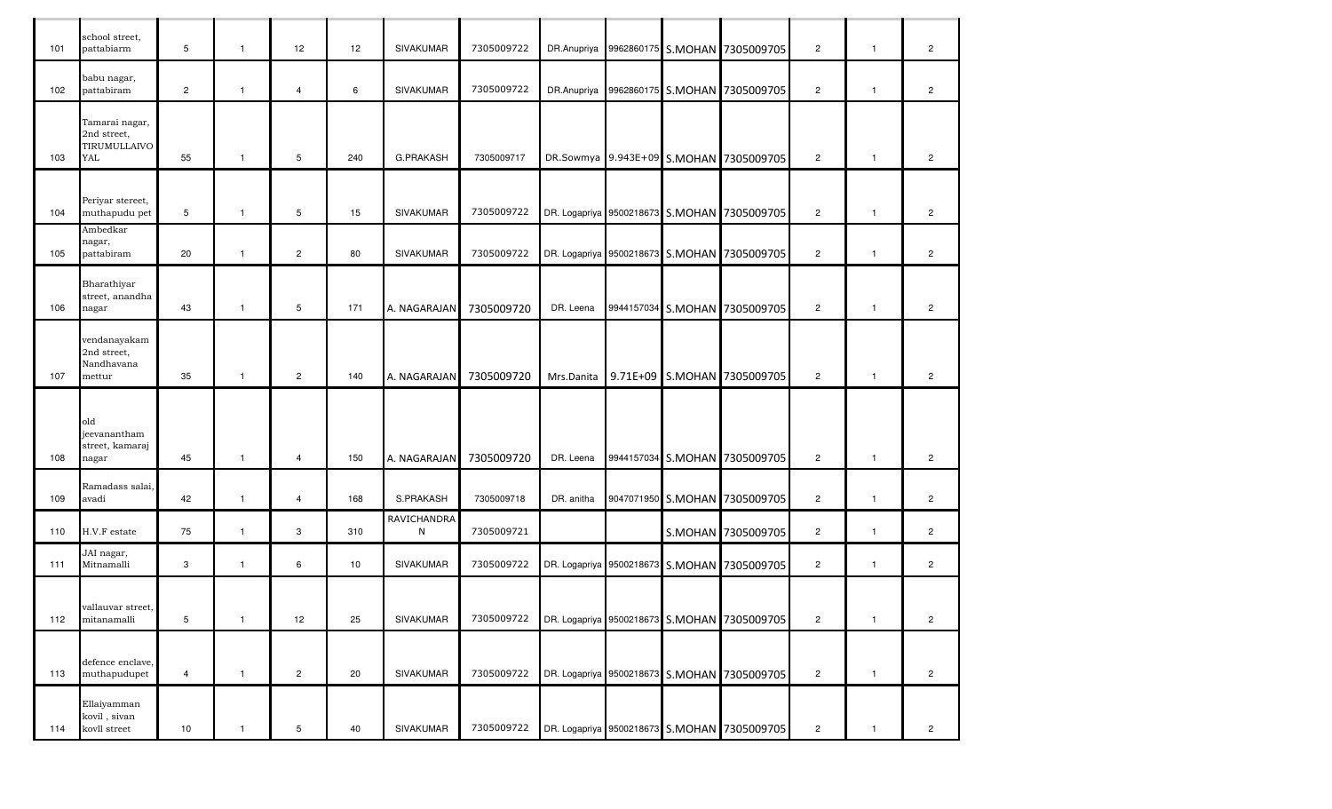| | | | | | | | | | | | | | | |
|---|---|---|---|---|---|---|---|---|---|---|---|---|---|---|
| 101 | school street, pattabiarm | 5 | 1 | 12 | 12 | SIVAKUMAR | 7305009722 | DR.Anupriya | 9962860175 | S.MOHAN | 7305009705 | 2 | 1 | 2 |
| 102 | babu nagar, pattabiram | 2 | 1 | 4 | 6 | SIVAKUMAR | 7305009722 | DR.Anupriya | 9962860175 | S.MOHAN | 7305009705 | 2 | 1 | 2 |
| 103 | Tamarai nagar, 2nd street, TIRUMULLAIVOYAL | 55 | 1 | 5 | 240 | G.PRAKASH | 7305009717 | DR.Sowmya | 9.943E+09 | S.MOHAN | 7305009705 | 2 | 1 | 2 |
| 104 | Periyar stereet, muthapudu pet | 5 | 1 | 5 | 15 | SIVAKUMAR | 7305009722 | DR. Logapriya | 9500218673 | S.MOHAN | 7305009705 | 2 | 1 | 2 |
| 105 | Ambedkar nagar, pattabiram | 20 | 1 | 2 | 80 | SIVAKUMAR | 7305009722 | DR. Logapriya | 9500218673 | S.MOHAN | 7305009705 | 2 | 1 | 2 |
| 106 | Bharathiyar street, anandha nagar | 43 | 1 | 5 | 171 | A. NAGARAJAN | 7305009720 | DR. Leena | 9944157034 | S.MOHAN | 7305009705 | 2 | 1 | 2 |
| 107 | vendanayakam 2nd street, Nandhavana mettur | 35 | 1 | 2 | 140 | A. NAGARAJAN | 7305009720 | Mrs.Danita | 9.71E+09 | S.MOHAN | 7305009705 | 2 | 1 | 2 |
| 108 | old jeevanantham street, kamaraj nagar | 45 | 1 | 4 | 150 | A. NAGARAJAN | 7305009720 | DR. Leena | 9944157034 | S.MOHAN | 7305009705 | 2 | 1 | 2 |
| 109 | Ramadass salai, avadi | 42 | 1 | 4 | 168 | S.PRAKASH | 7305009718 | DR. anitha | 9047071950 | S.MOHAN | 7305009705 | 2 | 1 | 2 |
| 110 | H.V.F estate | 75 | 1 | 3 | 310 | RAVICHANDRAN | 7305009721 | | | S.MOHAN | 7305009705 | 2 | 1 | 2 |
| 111 | JAI nagar, Mitnamalli | 3 | 1 | 6 | 10 | SIVAKUMAR | 7305009722 | DR. Logapriya | 9500218673 | S.MOHAN | 7305009705 | 2 | 1 | 2 |
| 112 | vallauvar street, mitanamalli | 5 | 1 | 12 | 25 | SIVAKUMAR | 7305009722 | DR. Logapriya | 9500218673 | S.MOHAN | 7305009705 | 2 | 1 | 2 |
| 113 | defence enclave, muthapudupet | 4 | 1 | 2 | 20 | SIVAKUMAR | 7305009722 | DR. Logapriya | 9500218673 | S.MOHAN | 7305009705 | 2 | 1 | 2 |
| 114 | Ellaiyamman kovil , sivan kovll street | 10 | 1 | 5 | 40 | SIVAKUMAR | 7305009722 | DR. Logapriya | 9500218673 | S.MOHAN | 7305009705 | 2 | 1 | 2 |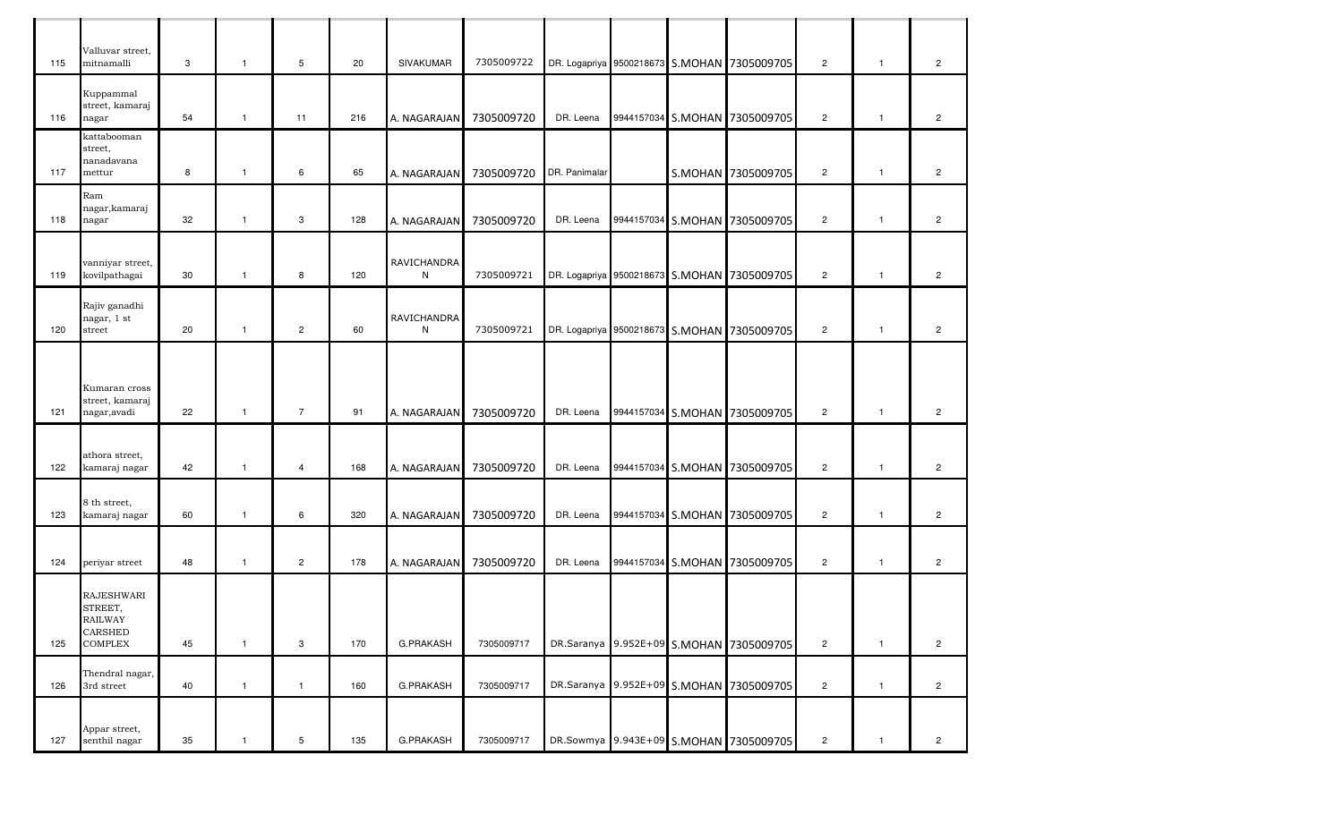| | | | | | | | | | | | | | | |
|---|---|---|---|---|---|---|---|---|---|---|---|---|---|---|
| 115 | Valluvar street, mitnamalli | 3 | 1 | 5 | 20 | SIVAKUMAR | 7305009722 | DR. Logapriya | 9500218673 | S.MOHAN | 7305009705 | 2 | 1 | 2 |
| 116 | Kuppammal street, kamaraj nagar | 54 | 1 | 11 | 216 | A. NAGARAJAN | 7305009720 | DR. Leena | 9944157034 | S.MOHAN | 7305009705 | 2 | 1 | 2 |
| 117 | kattabooman street, nanadavana mettur | 8 | 1 | 6 | 65 | A. NAGARAJAN | 7305009720 | DR. Panimalar | | S.MOHAN | 7305009705 | 2 | 1 | 2 |
| 118 | Ram nagar,kamaraj nagar | 32 | 1 | 3 | 128 | A. NAGARAJAN | 7305009720 | DR. Leena | 9944157034 | S.MOHAN | 7305009705 | 2 | 1 | 2 |
| 119 | vanniyar street, kovilpathagai | 30 | 1 | 8 | 120 | RAVICHANDRAN | 7305009721 | DR. Logapriya | 9500218673 | S.MOHAN | 7305009705 | 2 | 1 | 2 |
| 120 | Rajiv ganadhi nagar, 1 st street | 20 | 1 | 2 | 60 | RAVICHANDRAN | 7305009721 | DR. Logapriya | 9500218673 | S.MOHAN | 7305009705 | 2 | 1 | 2 |
| 121 | Kumaran cross street, kamaraj nagar,avadi | 22 | 1 | 7 | 91 | A. NAGARAJAN | 7305009720 | DR. Leena | 9944157034 | S.MOHAN | 7305009705 | 2 | 1 | 2 |
| 122 | athora street, kamaraj nagar | 42 | 1 | 4 | 168 | A. NAGARAJAN | 7305009720 | DR. Leena | 9944157034 | S.MOHAN | 7305009705 | 2 | 1 | 2 |
| 123 | 8 th street, kamaraj nagar | 60 | 1 | 6 | 320 | A. NAGARAJAN | 7305009720 | DR. Leena | 9944157034 | S.MOHAN | 7305009705 | 2 | 1 | 2 |
| 124 | periyar street | 48 | 1 | 2 | 178 | A. NAGARAJAN | 7305009720 | DR. Leena | 9944157034 | S.MOHAN | 7305009705 | 2 | 1 | 2 |
| 125 | RAJESHWARI STREET, RAILWAY CARSHED COMPLEX | 45 | 1 | 3 | 170 | G.PRAKASH | 7305009717 | DR.Saranya | 9.952E+09 | S.MOHAN | 7305009705 | 2 | 1 | 2 |
| 126 | Thendral nagar, 3rd street | 40 | 1 | 1 | 160 | G.PRAKASH | 7305009717 | DR.Saranya | 9.952E+09 | S.MOHAN | 7305009705 | 2 | 1 | 2 |
| 127 | Appar street, senthil nagar | 35 | 1 | 5 | 135 | G.PRAKASH | 7305009717 | DR.Sowmya | 9.943E+09 | S.MOHAN | 7305009705 | 2 | 1 | 2 |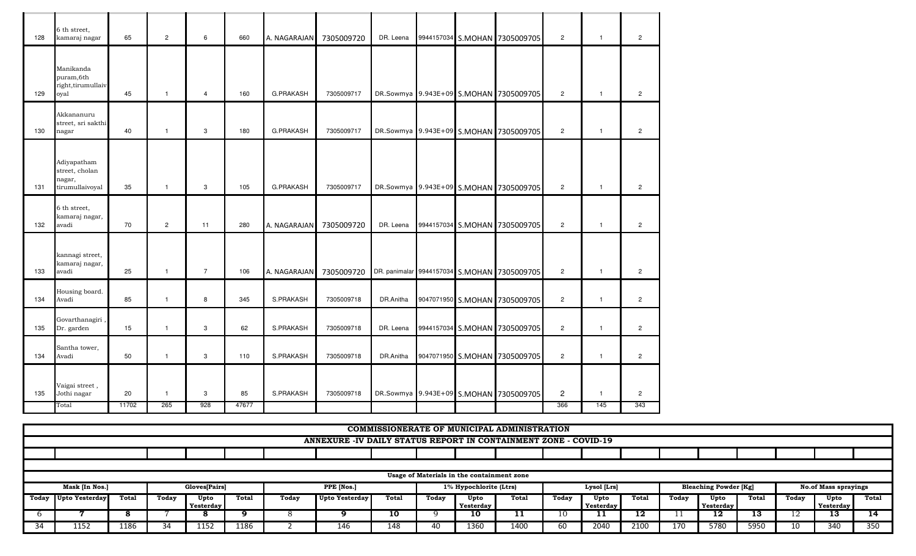| | | | | | | | | | | | | | | |
|---|---|---|---|---|---|---|---|---|---|---|---|---|---|---|
| 128 | 6 th street, kamaraj nagar | 65 | 2 | 6 | 660 | A. NAGARAJAN | 7305009720 | DR. Leena | 9944157034 | S.MOHAN | 7305009705 | 2 | 1 | 2 |
| 129 | Manikanda puram,6th right,tirumullaivoyal | 45 | 1 | 4 | 160 | G.PRAKASH | 7305009717 | DR.Sowmya | 9.943E+09 | S.MOHAN | 7305009705 | 2 | 1 | 2 |
| 130 | Akkananuru street, sri sakthi nagar | 40 | 1 | 3 | 180 | G.PRAKASH | 7305009717 | DR.Sowmya | 9.943E+09 | S.MOHAN | 7305009705 | 2 | 1 | 2 |
| 131 | Adiyapatham street, cholan nagar, tirumullaivoyal | 35 | 1 | 3 | 105 | G.PRAKASH | 7305009717 | DR.Sowmya | 9.943E+09 | S.MOHAN | 7305009705 | 2 | 1 | 2 |
| 132 | 6 th street, kamaraj nagar, avadi | 70 | 2 | 11 | 280 | A. NAGARAJAN | 7305009720 | DR. Leena | 9944157034 | S.MOHAN | 7305009705 | 2 | 1 | 2 |
| 133 | kannagi street, kamaraj nagar, avadi | 25 | 1 | 7 | 106 | A. NAGARAJAN | 7305009720 | DR. panimalar | 9944157034 | S.MOHAN | 7305009705 | 2 | 1 | 2 |
| 134 | Housing board. Avadi | 85 | 1 | 8 | 345 | S.PRAKASH | 7305009718 | DR.Anitha | 9047071950 | S.MOHAN | 7305009705 | 2 | 1 | 2 |
| 135 | Govarthanagiri , Dr. garden | 15 | 1 | 3 | 62 | S.PRAKASH | 7305009718 | DR. Leena | 9944157034 | S.MOHAN | 7305009705 | 2 | 1 | 2 |
| 134 | Santha tower, Avadi | 50 | 1 | 3 | 110 | S.PRAKASH | 7305009718 | DR.Anitha | 9047071950 | S.MOHAN | 7305009705 | 2 | 1 | 2 |
| 135 | Vaigai street , Jothi nagar | 20 | 1 | 3 | 85 | S.PRAKASH | 7305009718 | DR.Sowmya | 9.943E+09 | S.MOHAN | 7305009705 | 2 | 1 | 2 |
| | Total | 11702 | 265 | 928 | 47677 | | | | | | | 366 | 145 | 343 |

**COMMISSIONERATE OF MUNICIPAL ADMINISTRATION**

**ANNEXURE -IV DAILY STATUS REPORT IN CONTAINMENT ZONE - COVID-19**

**Usage of Materials in the containment zone**

| Mask [In Nos.] | | | Gloves[Pairs] | | | PPE [Nos.] | | | 1% Hypochlorite (Ltrs) | | | Lysol [Lrs] | | | Bleaching Powder [Kg] | | | No.of Mass sprayings | | |
|---|---|---|---|---|---|---|---|---|---|---|---|---|---|---|---|---|---|---|---|---|
| Today | Upto Yesterday | Total | Today | Upto Yesterday | Total | Today | Upto Yesterday | Total | Today | Upto Yesterday | Total | Today | Upto Yesterday | Total | Today | Upto Yesterday | Total | Today | Upto Yesterday | Total |
| 6 | 7 | 8 | 7 | 8 | 9 | 8 | 9 | 10 | 9 | 10 | 11 | 10 | 11 | 12 | 11 | 12 | 13 | 12 | 13 | 14 |
| 34 | 1152 | 1186 | 34 | 1152 | 1186 | 2 | 146 | 148 | 40 | 1360 | 1400 | 60 | 2040 | 2100 | 170 | 5780 | 5950 | 10 | 340 | 350 |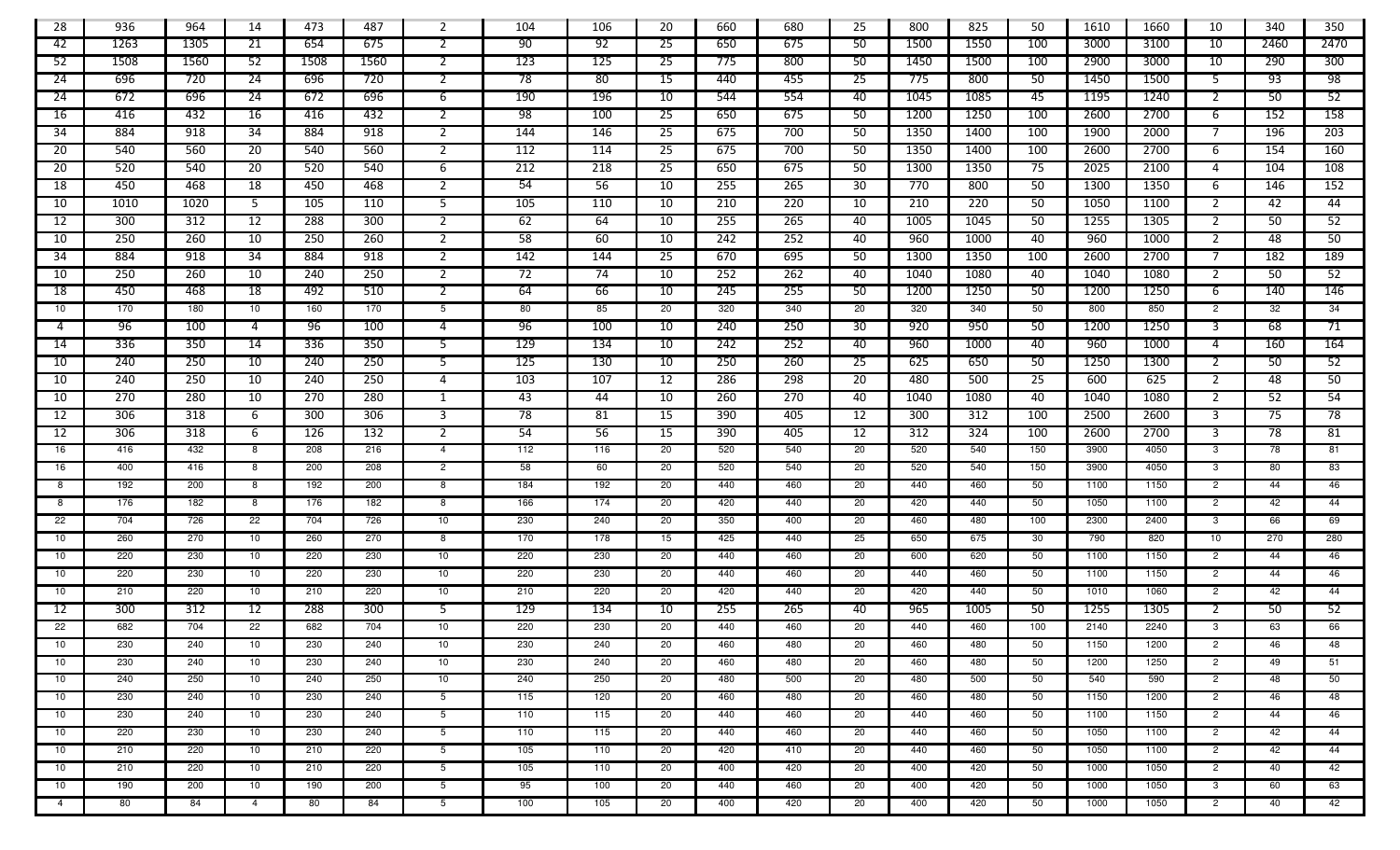| | | | | | | | | | | | | | | | | | | | | |
|---|---|---|---|---|---|---|---|---|---|---|---|---|---|---|---|---|---|---|---|---|
| 28 | 936 | 964 | 14 | 473 | 487 | 2 | 104 | 106 | 20 | 660 | 680 | 25 | 800 | 825 | 50 | 1610 | 1660 | 10 | 340 | 350 |
| 42 | 1263 | 1305 | 21 | 654 | 675 | 2 | 90 | 92 | 25 | 650 | 675 | 50 | 1500 | 1550 | 100 | 3000 | 3100 | 10 | 2460 | 2470 |
| 52 | 1508 | 1560 | 52 | 1508 | 1560 | 2 | 123 | 125 | 25 | 775 | 800 | 50 | 1450 | 1500 | 100 | 2900 | 3000 | 10 | 290 | 300 |
| 24 | 696 | 720 | 24 | 696 | 720 | 2 | 78 | 80 | 15 | 440 | 455 | 25 | 775 | 800 | 50 | 1450 | 1500 | 5 | 93 | 98 |
| 24 | 672 | 696 | 24 | 672 | 696 | 6 | 190 | 196 | 10 | 544 | 554 | 40 | 1045 | 1085 | 45 | 1195 | 1240 | 2 | 50 | 52 |
| 16 | 416 | 432 | 16 | 416 | 432 | 2 | 98 | 100 | 25 | 650 | 675 | 50 | 1200 | 1250 | 100 | 2600 | 2700 | 6 | 152 | 158 |
| 34 | 884 | 918 | 34 | 884 | 918 | 2 | 144 | 146 | 25 | 675 | 700 | 50 | 1350 | 1400 | 100 | 1900 | 2000 | 7 | 196 | 203 |
| 20 | 540 | 560 | 20 | 540 | 560 | 2 | 112 | 114 | 25 | 675 | 700 | 50 | 1350 | 1400 | 100 | 2600 | 2700 | 6 | 154 | 160 |
| 20 | 520 | 540 | 20 | 520 | 540 | 6 | 212 | 218 | 25 | 650 | 675 | 50 | 1300 | 1350 | 75 | 2025 | 2100 | 4 | 104 | 108 |
| 18 | 450 | 468 | 18 | 450 | 468 | 2 | 54 | 56 | 10 | 255 | 265 | 30 | 770 | 800 | 50 | 1300 | 1350 | 6 | 146 | 152 |
| 10 | 1010 | 1020 | 5 | 105 | 110 | 5 | 105 | 110 | 10 | 210 | 220 | 10 | 210 | 220 | 50 | 1050 | 1100 | 2 | 42 | 44 |
| 12 | 300 | 312 | 12 | 288 | 300 | 2 | 62 | 64 | 10 | 255 | 265 | 40 | 1005 | 1045 | 50 | 1255 | 1305 | 2 | 50 | 52 |
| 10 | 250 | 260 | 10 | 250 | 260 | 2 | 58 | 60 | 10 | 242 | 252 | 40 | 960 | 1000 | 40 | 960 | 1000 | 2 | 48 | 50 |
| 34 | 884 | 918 | 34 | 884 | 918 | 2 | 142 | 144 | 25 | 670 | 695 | 50 | 1300 | 1350 | 100 | 2600 | 2700 | 7 | 182 | 189 |
| 10 | 250 | 260 | 10 | 240 | 250 | 2 | 72 | 74 | 10 | 252 | 262 | 40 | 1040 | 1080 | 40 | 1040 | 1080 | 2 | 50 | 52 |
| 18 | 450 | 468 | 18 | 492 | 510 | 2 | 64 | 66 | 10 | 245 | 255 | 50 | 1200 | 1250 | 50 | 1200 | 1250 | 6 | 140 | 146 |
| 10 | 170 | 180 | 10 | 160 | 170 | 5 | 80 | 85 | 20 | 320 | 340 | 20 | 320 | 340 | 50 | 800 | 850 | 2 | 32 | 34 |
| 4 | 96 | 100 | 4 | 96 | 100 | 4 | 96 | 100 | 10 | 240 | 250 | 30 | 920 | 950 | 50 | 1200 | 1250 | 3 | 68 | 71 |
| 14 | 336 | 350 | 14 | 336 | 350 | 5 | 129 | 134 | 10 | 242 | 252 | 40 | 960 | 1000 | 40 | 960 | 1000 | 4 | 160 | 164 |
| 10 | 240 | 250 | 10 | 240 | 250 | 5 | 125 | 130 | 10 | 250 | 260 | 25 | 625 | 650 | 50 | 1250 | 1300 | 2 | 50 | 52 |
| 10 | 240 | 250 | 10 | 240 | 250 | 4 | 103 | 107 | 12 | 286 | 298 | 20 | 480 | 500 | 25 | 600 | 625 | 2 | 48 | 50 |
| 10 | 270 | 280 | 10 | 270 | 280 | 1 | 43 | 44 | 10 | 260 | 270 | 40 | 1040 | 1080 | 40 | 1040 | 1080 | 2 | 52 | 54 |
| 12 | 306 | 318 | 6 | 300 | 306 | 3 | 78 | 81 | 15 | 390 | 405 | 12 | 300 | 312 | 100 | 2500 | 2600 | 3 | 75 | 78 |
| 12 | 306 | 318 | 6 | 126 | 132 | 2 | 54 | 56 | 15 | 390 | 405 | 12 | 312 | 324 | 100 | 2600 | 2700 | 3 | 78 | 81 |
| 16 | 416 | 432 | 8 | 208 | 216 | 4 | 112 | 116 | 20 | 520 | 540 | 20 | 520 | 540 | 150 | 3900 | 4050 | 3 | 78 | 81 |
| 16 | 400 | 416 | 8 | 200 | 208 | 2 | 58 | 60 | 20 | 520 | 540 | 20 | 520 | 540 | 150 | 3900 | 4050 | 3 | 80 | 83 |
| 8 | 192 | 200 | 8 | 192 | 200 | 8 | 184 | 192 | 20 | 440 | 460 | 20 | 440 | 460 | 50 | 1100 | 1150 | 2 | 44 | 46 |
| 8 | 176 | 182 | 8 | 176 | 182 | 8 | 166 | 174 | 20 | 420 | 440 | 20 | 420 | 440 | 50 | 1050 | 1100 | 2 | 42 | 44 |
| 22 | 704 | 726 | 22 | 704 | 726 | 10 | 230 | 240 | 20 | 350 | 400 | 20 | 460 | 480 | 100 | 2300 | 2400 | 3 | 66 | 69 |
| 10 | 260 | 270 | 10 | 260 | 270 | 8 | 170 | 178 | 15 | 425 | 440 | 25 | 650 | 675 | 30 | 790 | 820 | 10 | 270 | 280 |
| 10 | 220 | 230 | 10 | 220 | 230 | 10 | 220 | 230 | 20 | 440 | 460 | 20 | 600 | 620 | 50 | 1100 | 1150 | 2 | 44 | 46 |
| 10 | 220 | 230 | 10 | 220 | 230 | 10 | 220 | 230 | 20 | 440 | 460 | 20 | 440 | 460 | 50 | 1100 | 1150 | 2 | 44 | 46 |
| 10 | 210 | 220 | 10 | 210 | 220 | 10 | 210 | 220 | 20 | 420 | 440 | 20 | 420 | 440 | 50 | 1010 | 1060 | 2 | 42 | 44 |
| 12 | 300 | 312 | 12 | 288 | 300 | 5 | 129 | 134 | 10 | 255 | 265 | 40 | 965 | 1005 | 50 | 1255 | 1305 | 2 | 50 | 52 |
| 22 | 682 | 704 | 22 | 682 | 704 | 10 | 220 | 230 | 20 | 440 | 460 | 20 | 440 | 460 | 100 | 2140 | 2240 | 3 | 63 | 66 |
| 10 | 230 | 240 | 10 | 230 | 240 | 10 | 230 | 240 | 20 | 460 | 480 | 20 | 460 | 480 | 50 | 1150 | 1200 | 2 | 46 | 48 |
| 10 | 230 | 240 | 10 | 230 | 240 | 10 | 230 | 240 | 20 | 460 | 480 | 20 | 460 | 480 | 50 | 1200 | 1250 | 2 | 49 | 51 |
| 10 | 240 | 250 | 10 | 240 | 250 | 10 | 240 | 250 | 20 | 480 | 500 | 20 | 480 | 500 | 50 | 540 | 590 | 2 | 48 | 50 |
| 10 | 230 | 240 | 10 | 230 | 240 | 5 | 115 | 120 | 20 | 460 | 480 | 20 | 460 | 480 | 50 | 1150 | 1200 | 2 | 46 | 48 |
| 10 | 230 | 240 | 10 | 230 | 240 | 5 | 110 | 115 | 20 | 440 | 460 | 20 | 440 | 460 | 50 | 1100 | 1150 | 2 | 44 | 46 |
| 10 | 220 | 230 | 10 | 230 | 240 | 5 | 110 | 115 | 20 | 440 | 460 | 20 | 440 | 460 | 50 | 1050 | 1100 | 2 | 42 | 44 |
| 10 | 210 | 220 | 10 | 210 | 220 | 5 | 105 | 110 | 20 | 420 | 410 | 20 | 440 | 460 | 50 | 1050 | 1100 | 2 | 42 | 44 |
| 10 | 210 | 220 | 10 | 210 | 220 | 5 | 105 | 110 | 20 | 400 | 420 | 20 | 400 | 420 | 50 | 1000 | 1050 | 2 | 40 | 42 |
| 10 | 190 | 200 | 10 | 190 | 200 | 5 | 95 | 100 | 20 | 440 | 460 | 20 | 400 | 420 | 50 | 1000 | 1050 | 3 | 60 | 63 |
| 4 | 80 | 84 | 4 | 80 | 84 | 5 | 100 | 105 | 20 | 400 | 420 | 20 | 400 | 420 | 50 | 1000 | 1050 | 2 | 40 | 42 |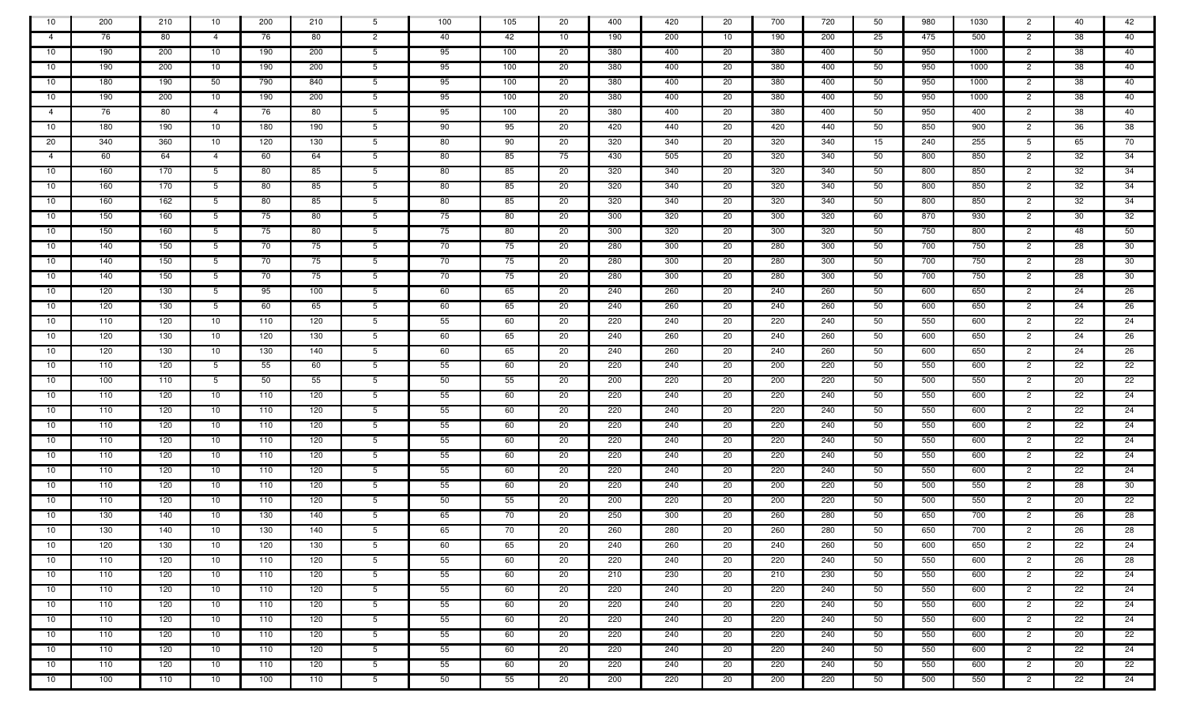| | | | | | | | | | | | | | | | | | | | |
|---|---|---|---|---|---|---|---|---|---|---|---|---|---|---|---|---|---|---|---|
| 10 | 200 | 210 | 10 | 200 | 210 | 5 | 100 | 105 | 20 | 400 | 420 | 20 | 700 | 720 | 50 | 980 | 1030 | 2 | 40 | 42 |
| 4 | 76 | 80 | 4 | 76 | 80 | 2 | 40 | 42 | 10 | 190 | 200 | 10 | 190 | 200 | 25 | 475 | 500 | 2 | 38 | 40 |
| 10 | 190 | 200 | 10 | 190 | 200 | 5 | 95 | 100 | 20 | 380 | 400 | 20 | 380 | 400 | 50 | 950 | 1000 | 2 | 38 | 40 |
| 10 | 190 | 200 | 10 | 190 | 200 | 5 | 95 | 100 | 20 | 380 | 400 | 20 | 380 | 400 | 50 | 950 | 1000 | 2 | 38 | 40 |
| 10 | 180 | 190 | 50 | 790 | 840 | 5 | 95 | 100 | 20 | 380 | 400 | 20 | 380 | 400 | 50 | 950 | 1000 | 2 | 38 | 40 |
| 10 | 190 | 200 | 10 | 190 | 200 | 5 | 95 | 100 | 20 | 380 | 400 | 20 | 380 | 400 | 50 | 950 | 1000 | 2 | 38 | 40 |
| 4 | 76 | 80 | 4 | 76 | 80 | 5 | 95 | 100 | 20 | 380 | 400 | 20 | 380 | 400 | 50 | 950 | 400 | 2 | 38 | 40 |
| 10 | 180 | 190 | 10 | 180 | 190 | 5 | 90 | 95 | 20 | 420 | 440 | 20 | 420 | 440 | 50 | 850 | 900 | 2 | 36 | 38 |
| 20 | 340 | 360 | 10 | 120 | 130 | 5 | 80 | 90 | 20 | 320 | 340 | 20 | 320 | 340 | 15 | 240 | 255 | 5 | 65 | 70 |
| 4 | 60 | 64 | 4 | 60 | 64 | 5 | 80 | 85 | 75 | 430 | 505 | 20 | 320 | 340 | 50 | 800 | 850 | 2 | 32 | 34 |
| 10 | 160 | 170 | 5 | 80 | 85 | 5 | 80 | 85 | 20 | 320 | 340 | 20 | 320 | 340 | 50 | 800 | 850 | 2 | 32 | 34 |
| 10 | 160 | 170 | 5 | 80 | 85 | 5 | 80 | 85 | 20 | 320 | 340 | 20 | 320 | 340 | 50 | 800 | 850 | 2 | 32 | 34 |
| 10 | 160 | 162 | 5 | 80 | 85 | 5 | 80 | 85 | 20 | 320 | 340 | 20 | 320 | 340 | 50 | 800 | 850 | 2 | 32 | 34 |
| 10 | 150 | 160 | 5 | 75 | 80 | 5 | 75 | 80 | 20 | 300 | 320 | 20 | 300 | 320 | 60 | 870 | 930 | 2 | 30 | 32 |
| 10 | 150 | 160 | 5 | 75 | 80 | 5 | 75 | 80 | 20 | 300 | 320 | 20 | 300 | 320 | 50 | 750 | 800 | 2 | 48 | 50 |
| 10 | 140 | 150 | 5 | 70 | 75 | 5 | 70 | 75 | 20 | 280 | 300 | 20 | 280 | 300 | 50 | 700 | 750 | 2 | 28 | 30 |
| 10 | 140 | 150 | 5 | 70 | 75 | 5 | 70 | 75 | 20 | 280 | 300 | 20 | 280 | 300 | 50 | 700 | 750 | 2 | 28 | 30 |
| 10 | 140 | 150 | 5 | 70 | 75 | 5 | 70 | 75 | 20 | 280 | 300 | 20 | 280 | 300 | 50 | 700 | 750 | 2 | 28 | 30 |
| 10 | 120 | 130 | 5 | 95 | 100 | 5 | 60 | 65 | 20 | 240 | 260 | 20 | 240 | 260 | 50 | 600 | 650 | 2 | 24 | 26 |
| 10 | 120 | 130 | 5 | 60 | 65 | 5 | 60 | 65 | 20 | 240 | 260 | 20 | 240 | 260 | 50 | 600 | 650 | 2 | 24 | 26 |
| 10 | 110 | 120 | 10 | 110 | 120 | 5 | 55 | 60 | 20 | 220 | 240 | 20 | 220 | 240 | 50 | 550 | 600 | 2 | 22 | 24 |
| 10 | 120 | 130 | 10 | 120 | 130 | 5 | 60 | 65 | 20 | 240 | 260 | 20 | 240 | 260 | 50 | 600 | 650 | 2 | 24 | 26 |
| 10 | 120 | 130 | 10 | 130 | 140 | 5 | 60 | 65 | 20 | 240 | 260 | 20 | 240 | 260 | 50 | 600 | 650 | 2 | 24 | 26 |
| 10 | 110 | 120 | 5 | 55 | 60 | 5 | 55 | 60 | 20 | 220 | 240 | 20 | 200 | 220 | 50 | 550 | 600 | 2 | 22 | 22 |
| 10 | 100 | 110 | 5 | 50 | 55 | 5 | 50 | 55 | 20 | 200 | 220 | 20 | 200 | 220 | 50 | 500 | 550 | 2 | 20 | 22 |
| 10 | 110 | 120 | 10 | 110 | 120 | 5 | 55 | 60 | 20 | 220 | 240 | 20 | 220 | 240 | 50 | 550 | 600 | 2 | 22 | 24 |
| 10 | 110 | 120 | 10 | 110 | 120 | 5 | 55 | 60 | 20 | 220 | 240 | 20 | 220 | 240 | 50 | 550 | 600 | 2 | 22 | 24 |
| 10 | 110 | 120 | 10 | 110 | 120 | 5 | 55 | 60 | 20 | 220 | 240 | 20 | 220 | 240 | 50 | 550 | 600 | 2 | 22 | 24 |
| 10 | 110 | 120 | 10 | 110 | 120 | 5 | 55 | 60 | 20 | 220 | 240 | 20 | 220 | 240 | 50 | 550 | 600 | 2 | 22 | 24 |
| 10 | 110 | 120 | 10 | 110 | 120 | 5 | 55 | 60 | 20 | 220 | 240 | 20 | 220 | 240 | 50 | 550 | 600 | 2 | 22 | 24 |
| 10 | 110 | 120 | 10 | 110 | 120 | 5 | 55 | 60 | 20 | 220 | 240 | 20 | 220 | 240 | 50 | 550 | 600 | 2 | 22 | 24 |
| 10 | 110 | 120 | 10 | 110 | 120 | 5 | 55 | 60 | 20 | 220 | 240 | 20 | 200 | 220 | 50 | 500 | 550 | 2 | 28 | 30 |
| 10 | 110 | 120 | 10 | 110 | 120 | 5 | 50 | 55 | 20 | 200 | 220 | 20 | 200 | 220 | 50 | 500 | 550 | 2 | 20 | 22 |
| 10 | 130 | 140 | 10 | 130 | 140 | 5 | 65 | 70 | 20 | 250 | 300 | 20 | 260 | 280 | 50 | 650 | 700 | 2 | 26 | 28 |
| 10 | 130 | 140 | 10 | 130 | 140 | 5 | 65 | 70 | 20 | 260 | 280 | 20 | 260 | 280 | 50 | 650 | 700 | 2 | 26 | 28 |
| 10 | 120 | 130 | 10 | 120 | 130 | 5 | 60 | 65 | 20 | 240 | 260 | 20 | 240 | 260 | 50 | 600 | 650 | 2 | 22 | 24 |
| 10 | 110 | 120 | 10 | 110 | 120 | 5 | 55 | 60 | 20 | 220 | 240 | 20 | 220 | 240 | 50 | 550 | 600 | 2 | 26 | 28 |
| 10 | 110 | 120 | 10 | 110 | 120 | 5 | 55 | 60 | 20 | 210 | 230 | 20 | 210 | 230 | 50 | 550 | 600 | 2 | 22 | 24 |
| 10 | 110 | 120 | 10 | 110 | 120 | 5 | 55 | 60 | 20 | 220 | 240 | 20 | 220 | 240 | 50 | 550 | 600 | 2 | 22 | 24 |
| 10 | 110 | 120 | 10 | 110 | 120 | 5 | 55 | 60 | 20 | 220 | 240 | 20 | 220 | 240 | 50 | 550 | 600 | 2 | 22 | 24 |
| 10 | 110 | 120 | 10 | 110 | 120 | 5 | 55 | 60 | 20 | 220 | 240 | 20 | 220 | 240 | 50 | 550 | 600 | 2 | 22 | 24 |
| 10 | 110 | 120 | 10 | 110 | 120 | 5 | 55 | 60 | 20 | 220 | 240 | 20 | 220 | 240 | 50 | 550 | 600 | 2 | 20 | 22 |
| 10 | 110 | 120 | 10 | 110 | 120 | 5 | 55 | 60 | 20 | 220 | 240 | 20 | 220 | 240 | 50 | 550 | 600 | 2 | 22 | 24 |
| 10 | 110 | 120 | 10 | 110 | 120 | 5 | 55 | 60 | 20 | 220 | 240 | 20 | 220 | 240 | 50 | 550 | 600 | 2 | 20 | 22 |
| 10 | 100 | 110 | 10 | 100 | 110 | 5 | 50 | 55 | 20 | 200 | 220 | 20 | 200 | 220 | 50 | 500 | 550 | 2 | 22 | 24 |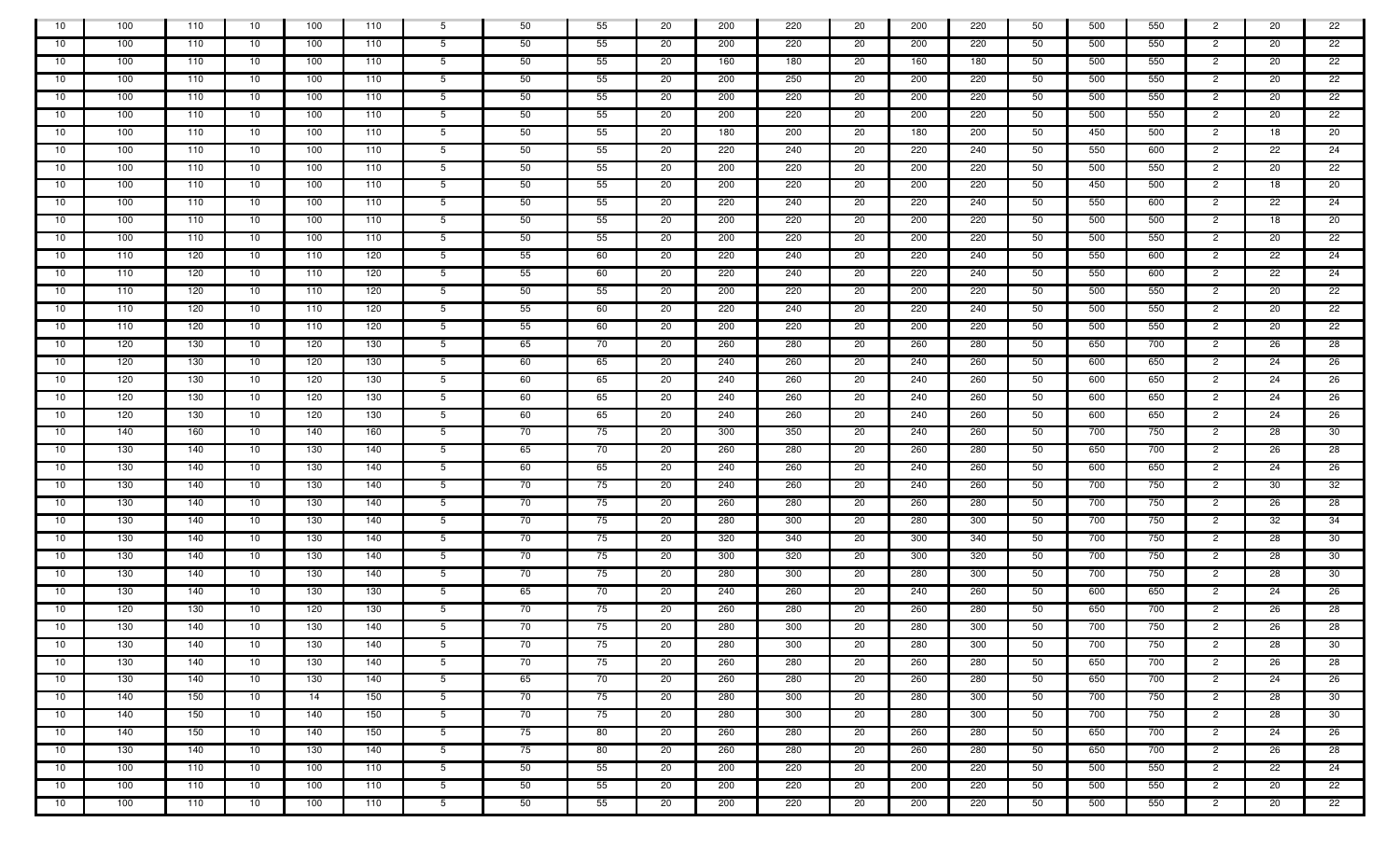| | | | | | | | | | | | | | | | | | | | | |
|---|---|---|---|---|---|---|---|---|---|---|---|---|---|---|---|---|---|---|---|---|
| 10 | 100 | 110 | 10 | 100 | 110 | 5 | 50 | 55 | 20 | 200 | 220 | 20 | 200 | 220 | 50 | 500 | 550 | 2 | 20 | 22 |
| 10 | 100 | 110 | 10 | 100 | 110 | 5 | 50 | 55 | 20 | 200 | 220 | 20 | 200 | 220 | 50 | 500 | 550 | 2 | 20 | 22 |
| 10 | 100 | 110 | 10 | 100 | 110 | 5 | 50 | 55 | 20 | 160 | 180 | 20 | 160 | 180 | 50 | 500 | 550 | 2 | 20 | 22 |
| 10 | 100 | 110 | 10 | 100 | 110 | 5 | 50 | 55 | 20 | 200 | 250 | 20 | 200 | 220 | 50 | 500 | 550 | 2 | 20 | 22 |
| 10 | 100 | 110 | 10 | 100 | 110 | 5 | 50 | 55 | 20 | 200 | 220 | 20 | 200 | 220 | 50 | 500 | 550 | 2 | 20 | 22 |
| 10 | 100 | 110 | 10 | 100 | 110 | 5 | 50 | 55 | 20 | 200 | 220 | 20 | 200 | 220 | 50 | 500 | 550 | 2 | 20 | 22 |
| 10 | 100 | 110 | 10 | 100 | 110 | 5 | 50 | 55 | 20 | 180 | 200 | 20 | 180 | 200 | 50 | 450 | 500 | 2 | 18 | 20 |
| 10 | 100 | 110 | 10 | 100 | 110 | 5 | 50 | 55 | 20 | 220 | 240 | 20 | 220 | 240 | 50 | 550 | 600 | 2 | 22 | 24 |
| 10 | 100 | 110 | 10 | 100 | 110 | 5 | 50 | 55 | 20 | 200 | 220 | 20 | 200 | 220 | 50 | 500 | 550 | 2 | 20 | 22 |
| 10 | 100 | 110 | 10 | 100 | 110 | 5 | 50 | 55 | 20 | 200 | 220 | 20 | 200 | 220 | 50 | 450 | 500 | 2 | 18 | 20 |
| 10 | 100 | 110 | 10 | 100 | 110 | 5 | 50 | 55 | 20 | 220 | 240 | 20 | 220 | 240 | 50 | 550 | 600 | 2 | 22 | 24 |
| 10 | 100 | 110 | 10 | 100 | 110 | 5 | 50 | 55 | 20 | 200 | 220 | 20 | 200 | 220 | 50 | 500 | 500 | 2 | 18 | 20 |
| 10 | 100 | 110 | 10 | 100 | 110 | 5 | 50 | 55 | 20 | 200 | 220 | 20 | 200 | 220 | 50 | 500 | 550 | 2 | 20 | 22 |
| 10 | 110 | 120 | 10 | 110 | 120 | 5 | 55 | 60 | 20 | 220 | 240 | 20 | 220 | 240 | 50 | 550 | 600 | 2 | 22 | 24 |
| 10 | 110 | 120 | 10 | 110 | 120 | 5 | 55 | 60 | 20 | 220 | 240 | 20 | 220 | 240 | 50 | 550 | 600 | 2 | 22 | 24 |
| 10 | 110 | 120 | 10 | 110 | 120 | 5 | 50 | 55 | 20 | 200 | 220 | 20 | 200 | 220 | 50 | 500 | 550 | 2 | 20 | 22 |
| 10 | 110 | 120 | 10 | 110 | 120 | 5 | 55 | 60 | 20 | 220 | 240 | 20 | 220 | 240 | 50 | 500 | 550 | 2 | 20 | 22 |
| 10 | 110 | 120 | 10 | 110 | 120 | 5 | 55 | 60 | 20 | 200 | 220 | 20 | 200 | 220 | 50 | 500 | 550 | 2 | 20 | 22 |
| 10 | 120 | 130 | 10 | 120 | 130 | 5 | 65 | 70 | 20 | 260 | 280 | 20 | 260 | 280 | 50 | 650 | 700 | 2 | 26 | 28 |
| 10 | 120 | 130 | 10 | 120 | 130 | 5 | 60 | 65 | 20 | 240 | 260 | 20 | 240 | 260 | 50 | 600 | 650 | 2 | 24 | 26 |
| 10 | 120 | 130 | 10 | 120 | 130 | 5 | 60 | 65 | 20 | 240 | 260 | 20 | 240 | 260 | 50 | 600 | 650 | 2 | 24 | 26 |
| 10 | 120 | 130 | 10 | 120 | 130 | 5 | 60 | 65 | 20 | 240 | 260 | 20 | 240 | 260 | 50 | 600 | 650 | 2 | 24 | 26 |
| 10 | 120 | 130 | 10 | 120 | 130 | 5 | 60 | 65 | 20 | 240 | 260 | 20 | 240 | 260 | 50 | 600 | 650 | 2 | 24 | 26 |
| 10 | 140 | 160 | 10 | 140 | 160 | 5 | 70 | 75 | 20 | 300 | 350 | 20 | 240 | 260 | 50 | 700 | 750 | 2 | 28 | 30 |
| 10 | 130 | 140 | 10 | 130 | 140 | 5 | 65 | 70 | 20 | 260 | 280 | 20 | 260 | 280 | 50 | 650 | 700 | 2 | 26 | 28 |
| 10 | 130 | 140 | 10 | 130 | 140 | 5 | 60 | 65 | 20 | 240 | 260 | 20 | 240 | 260 | 50 | 600 | 650 | 2 | 24 | 26 |
| 10 | 130 | 140 | 10 | 130 | 140 | 5 | 70 | 75 | 20 | 240 | 260 | 20 | 240 | 260 | 50 | 700 | 750 | 2 | 30 | 32 |
| 10 | 130 | 140 | 10 | 130 | 140 | 5 | 70 | 75 | 20 | 260 | 280 | 20 | 260 | 280 | 50 | 700 | 750 | 2 | 26 | 28 |
| 10 | 130 | 140 | 10 | 130 | 140 | 5 | 70 | 75 | 20 | 280 | 300 | 20 | 280 | 300 | 50 | 700 | 750 | 2 | 32 | 34 |
| 10 | 130 | 140 | 10 | 130 | 140 | 5 | 70 | 75 | 20 | 320 | 340 | 20 | 300 | 340 | 50 | 700 | 750 | 2 | 28 | 30 |
| 10 | 130 | 140 | 10 | 130 | 140 | 5 | 70 | 75 | 20 | 300 | 320 | 20 | 300 | 320 | 50 | 700 | 750 | 2 | 28 | 30 |
| 10 | 130 | 140 | 10 | 130 | 140 | 5 | 70 | 75 | 20 | 280 | 300 | 20 | 280 | 300 | 50 | 700 | 750 | 2 | 28 | 30 |
| 10 | 130 | 140 | 10 | 130 | 130 | 5 | 65 | 70 | 20 | 240 | 260 | 20 | 240 | 260 | 50 | 600 | 650 | 2 | 24 | 26 |
| 10 | 120 | 130 | 10 | 120 | 130 | 5 | 70 | 75 | 20 | 260 | 280 | 20 | 260 | 280 | 50 | 650 | 700 | 2 | 26 | 28 |
| 10 | 130 | 140 | 10 | 130 | 140 | 5 | 70 | 75 | 20 | 280 | 300 | 20 | 280 | 300 | 50 | 700 | 750 | 2 | 26 | 28 |
| 10 | 130 | 140 | 10 | 130 | 140 | 5 | 70 | 75 | 20 | 280 | 300 | 20 | 280 | 300 | 50 | 700 | 750 | 2 | 28 | 30 |
| 10 | 130 | 140 | 10 | 130 | 140 | 5 | 70 | 75 | 20 | 260 | 280 | 20 | 260 | 280 | 50 | 650 | 700 | 2 | 26 | 28 |
| 10 | 130 | 140 | 10 | 130 | 140 | 5 | 65 | 70 | 20 | 260 | 280 | 20 | 260 | 280 | 50 | 650 | 700 | 2 | 24 | 26 |
| 10 | 140 | 150 | 10 | 14 | 150 | 5 | 70 | 75 | 20 | 280 | 300 | 20 | 280 | 300 | 50 | 700 | 750 | 2 | 28 | 30 |
| 10 | 140 | 150 | 10 | 140 | 150 | 5 | 70 | 75 | 20 | 280 | 300 | 20 | 280 | 300 | 50 | 700 | 750 | 2 | 28 | 30 |
| 10 | 140 | 150 | 10 | 140 | 150 | 5 | 75 | 80 | 20 | 260 | 280 | 20 | 260 | 280 | 50 | 650 | 700 | 2 | 24 | 26 |
| 10 | 130 | 140 | 10 | 130 | 140 | 5 | 75 | 80 | 20 | 260 | 280 | 20 | 260 | 280 | 50 | 650 | 700 | 2 | 26 | 28 |
| 10 | 100 | 110 | 10 | 100 | 110 | 5 | 50 | 55 | 20 | 200 | 220 | 20 | 200 | 220 | 50 | 500 | 550 | 2 | 22 | 24 |
| 10 | 100 | 110 | 10 | 100 | 110 | 5 | 50 | 55 | 20 | 200 | 220 | 20 | 200 | 220 | 50 | 500 | 550 | 2 | 20 | 22 |
| 10 | 100 | 110 | 10 | 100 | 110 | 5 | 50 | 55 | 20 | 200 | 220 | 20 | 200 | 220 | 50 | 500 | 550 | 2 | 20 | 22 |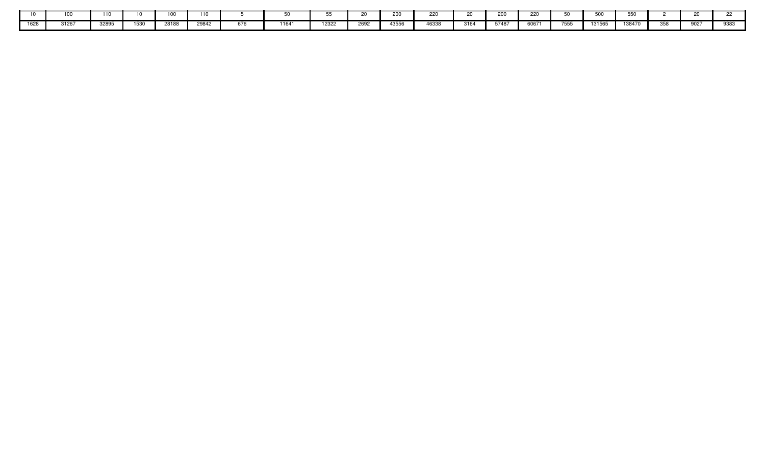| | | | | | | | | | | | | | | | | | | | | |
|---|---|---|---|---|---|---|---|---|---|---|---|---|---|---|---|---|---|---|---|---|
| 10 | 100 | 110 | 10 | 100 | 110 | 5 | 50 | 55 | 20 | 200 | 220 | 20 | 200 | 220 | 50 | 500 | 550 | 2 | 20 | 22 |
| 1628 | 31267 | 32895 | 1530 | 28188 | 29842 | 676 | 11641 | 12322 | 2692 | 43556 | 46338 | 3164 | 57487 | 60671 | 7555 | 131565 | 138470 | 358 | 9027 | 9383 |